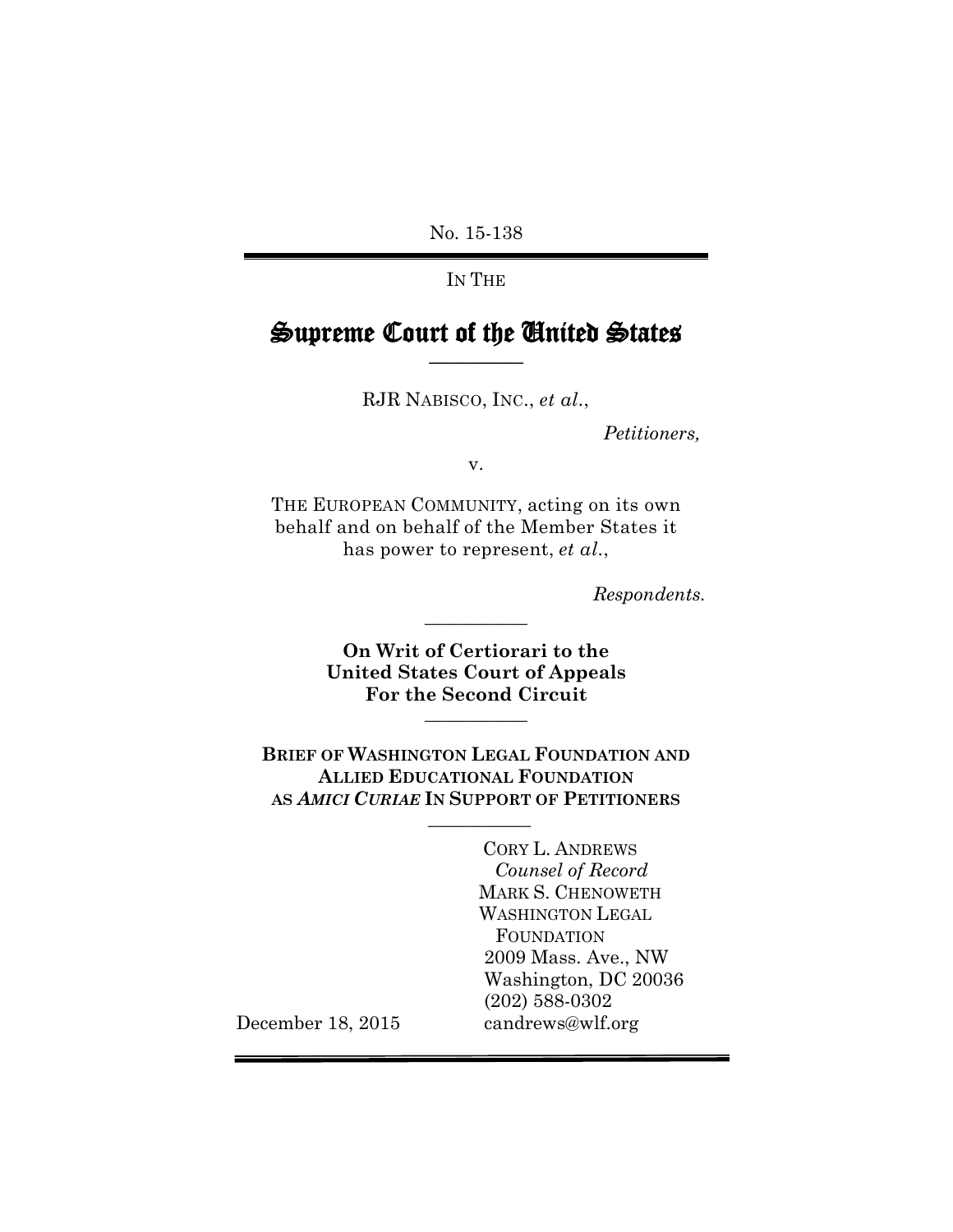No. 15-138

IN THE

# Supreme Court of the United States

RJR NABISCO, INC., *et al.*,

*Petitioners,*

v.

THE EUROPEAN COMMUNITY, acting on its own behalf and on behalf of the Member States it has power to represent, *et al.*,

*Respondents.*

**On Writ of Certiorari to the United States Court of Appeals For the Second Circuit**

**BRIEF OF WASHINGTON LEGAL FOUNDATION AND ALLIED EDUCATIONAL FOUNDATION AS *AMICI CURIAE* IN SUPPORT OF PETITIONERS**

CORY L. ANDREWS
*Counsel of Record*
MARK S. CHENOWETH
WASHINGTON LEGAL FOUNDATION
2009 Mass. Ave., NW
Washington, DC 20036
(202) 588-0302
candrews@wlf.org

December 18, 2015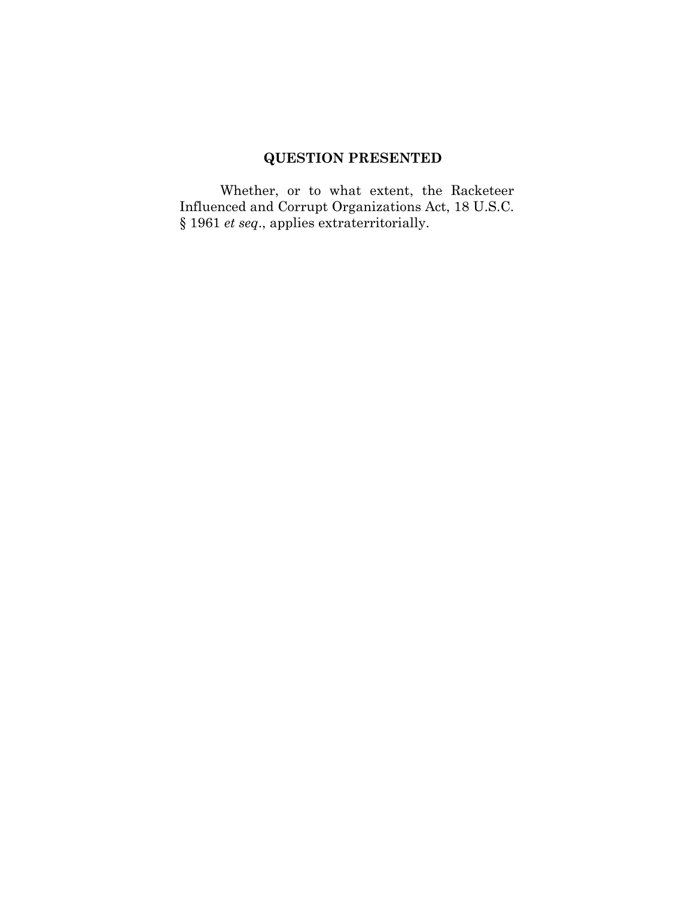## QUESTION PRESENTED

Whether, or to what extent, the Racketeer Influenced and Corrupt Organizations Act, 18 U.S.C. § 1961 *et seq*., applies extraterritorially.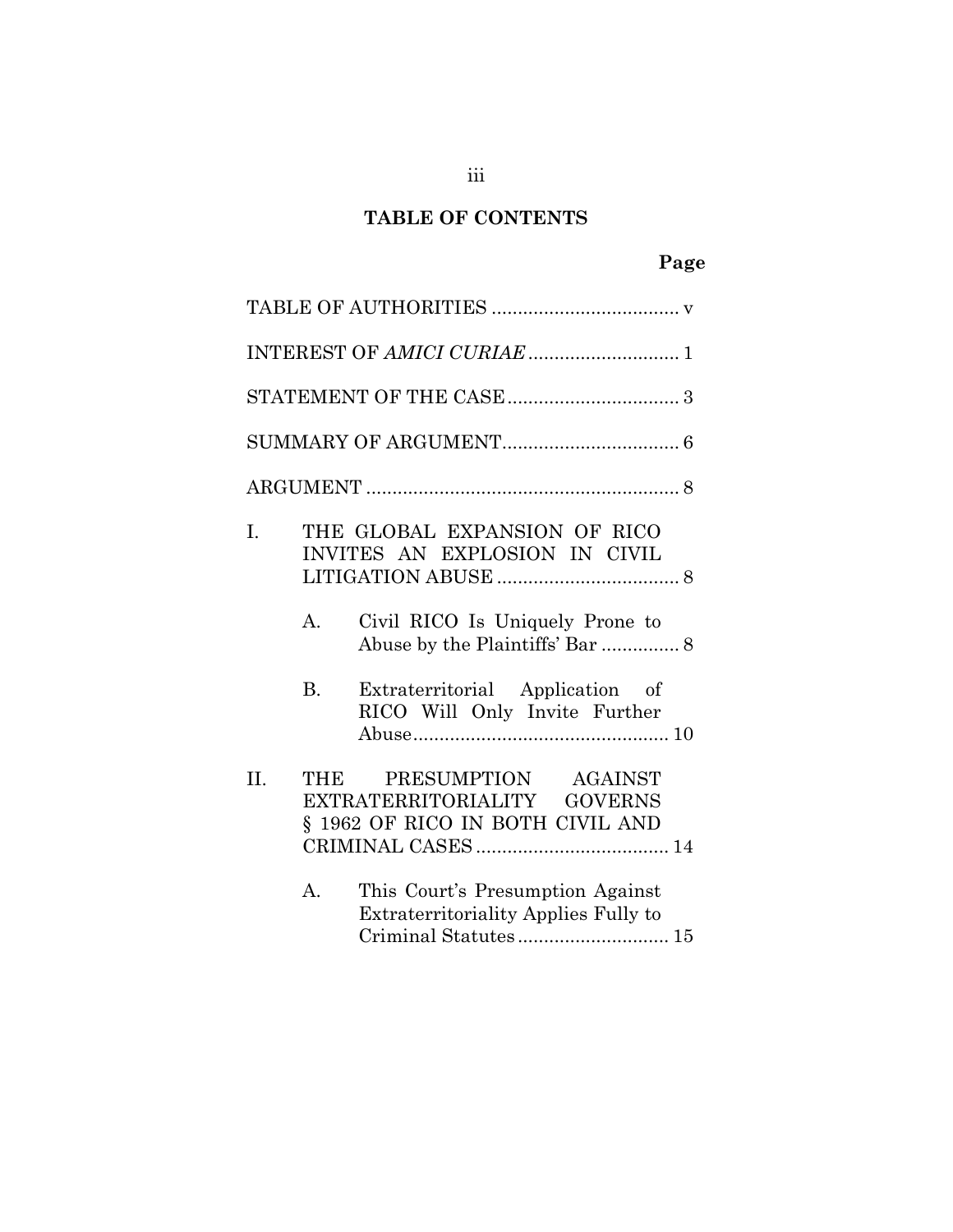## TABLE OF CONTENTS

**Page**

TABLE OF AUTHORITIES .................................... v

INTEREST OF *AMICI CURIAE* ............................. 1

STATEMENT OF THE CASE ................................. 3

SUMMARY OF ARGUMENT.................................. 6

ARGUMENT ............................................................ 8

I. THE GLOBAL EXPANSION OF RICO INVITES AN EXPLOSION IN CIVIL LITIGATION ABUSE ................................... 8

   A. Civil RICO Is Uniquely Prone to Abuse by the Plaintiffs' Bar ............... 8

   B. Extraterritorial Application of RICO Will Only Invite Further Abuse................................................. 10

II. THE PRESUMPTION AGAINST EXTRATERRITORIALITY GOVERNS § 1962 OF RICO IN BOTH CIVIL AND CRIMINAL CASES ..................................... 14

   A. This Court's Presumption Against Extraterritoriality Applies Fully to Criminal Statutes ............................. 15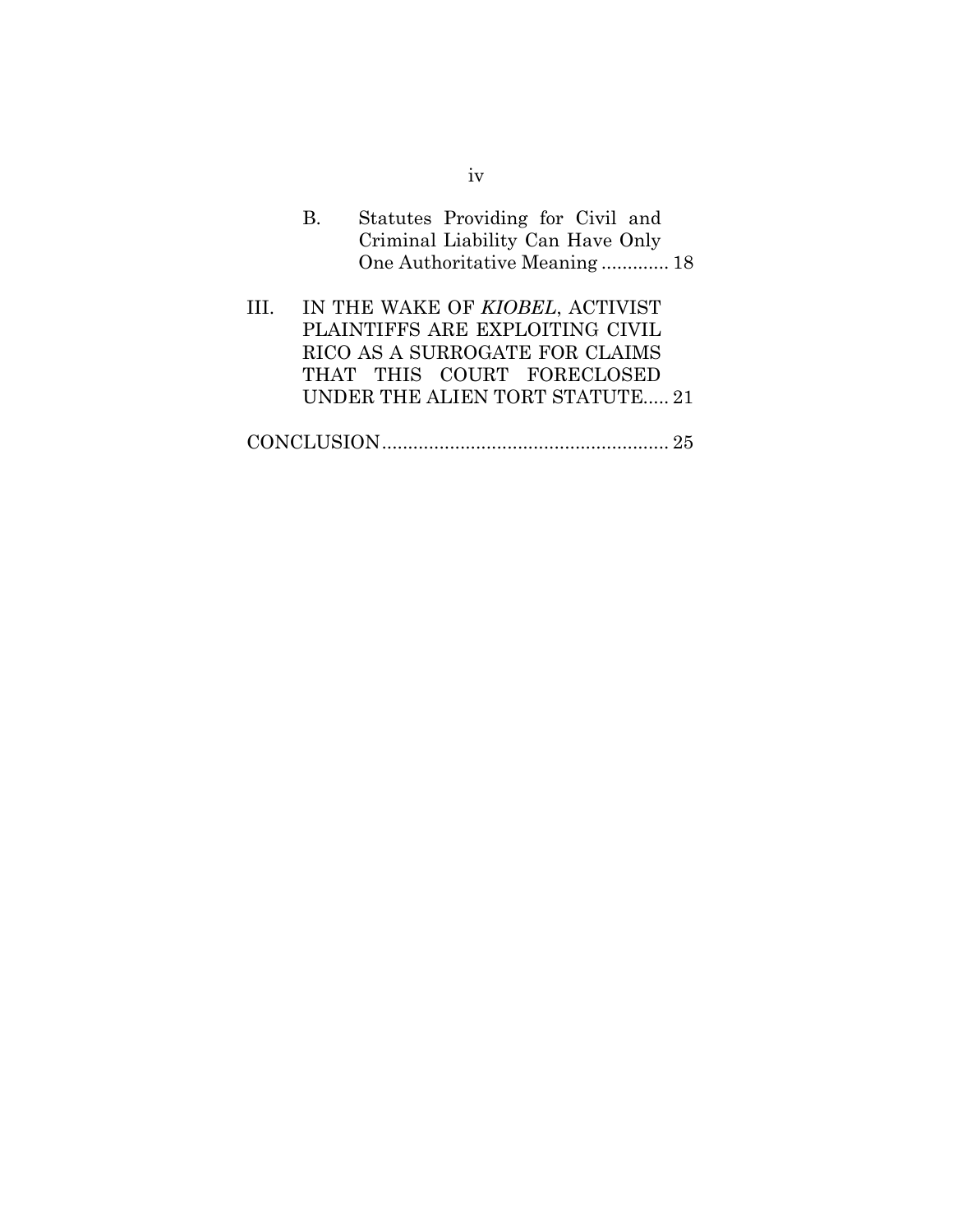B. Statutes Providing for Civil and Criminal Liability Can Have Only One Authoritative Meaning ............. 18

III. IN THE WAKE OF *KIOBEL*, ACTIVIST PLAINTIFFS ARE EXPLOITING CIVIL RICO AS A SURROGATE FOR CLAIMS THAT THIS COURT FORECLOSED UNDER THE ALIEN TORT STATUTE..... 21

CONCLUSION....................................................... 25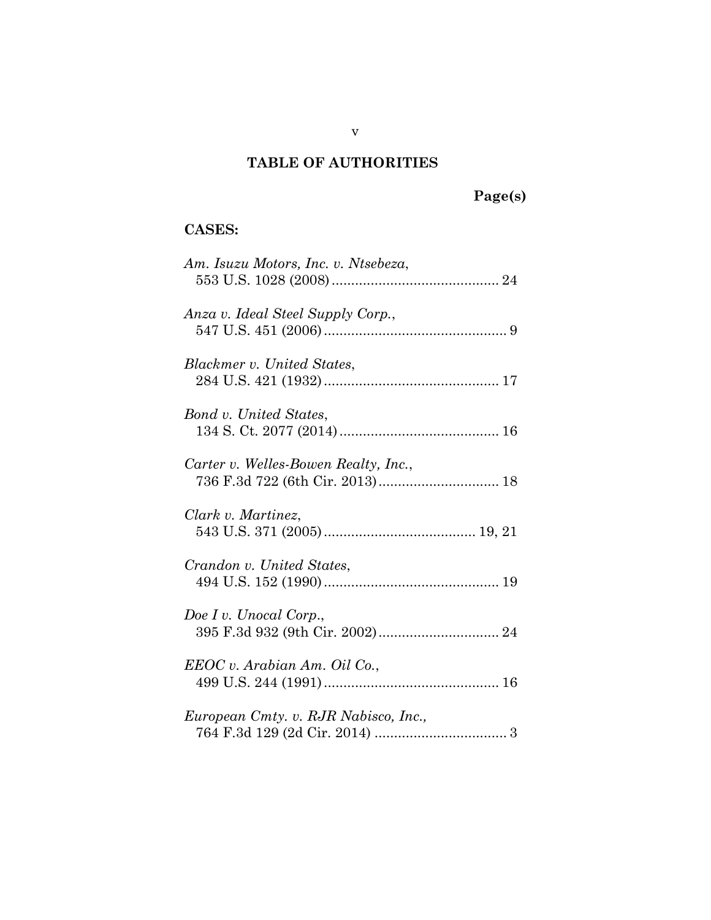# TABLE OF AUTHORITIES

**Page(s)**

**CASES:**

*Am. Isuzu Motors, Inc. v. Ntsebeza*,
553 U.S. 1028 (2008) .......................................... 24

*Anza v. Ideal Steel Supply Corp.*,
547 U.S. 451 (2006) .............................................. 9

*Blackmer v. United States*,
284 U.S. 421 (1932) ............................................ 17

*Bond v. United States*,
134 S. Ct. 2077 (2014) ........................................ 16

*Carter v. Welles-Bowen Realty, Inc.*,
736 F.3d 722 (6th Cir. 2013) .............................. 18

*Clark v. Martinez*,
543 U.S. 371 (2005) ...................................... 19, 21

*Crandon v. United States*,
494 U.S. 152 (1990) ............................................ 19

*Doe I v. Unocal Corp.*,
395 F.3d 932 (9th Cir. 2002) .............................. 24

*EEOC v. Arabian Am. Oil Co.*,
499 U.S. 244 (1991) ............................................ 16

*European Cmty. v. RJR Nabisco, Inc.,*
764 F.3d 129 (2d Cir. 2014) ................................. 3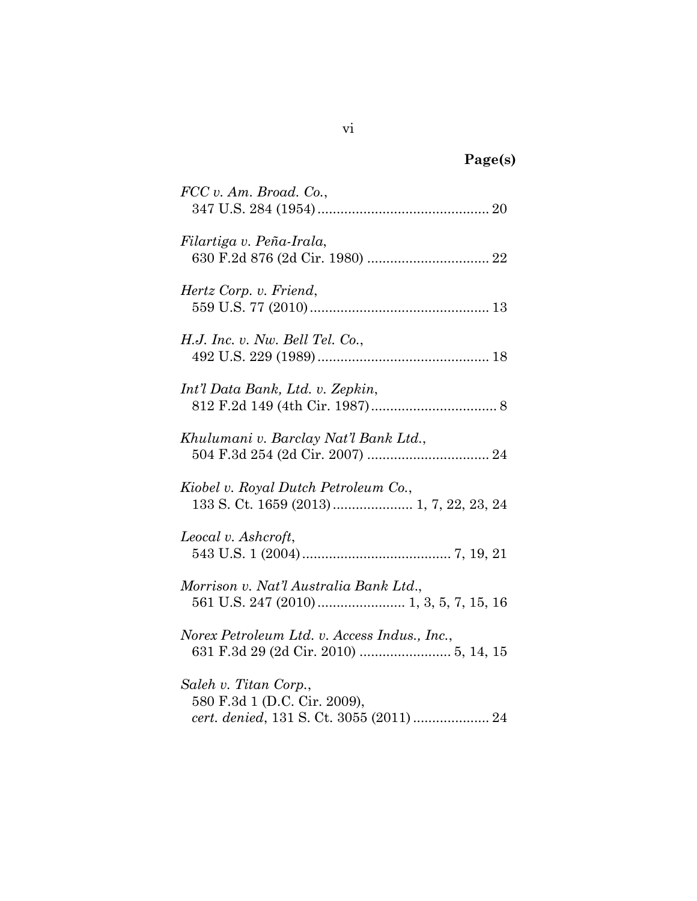**Page(s)**

*FCC v. Am. Broad. Co.*,
347 U.S. 284 (1954) ............................................. 20

*Filartiga v. Peña-Irala*,
630 F.2d 876 (2d Cir. 1980) ................................ 22

*Hertz Corp. v. Friend*,
559 U.S. 77 (2010) ............................................... 13

*H.J. Inc. v. Nw. Bell Tel. Co.*,
492 U.S. 229 (1989) ............................................. 18

*Int'l Data Bank, Ltd. v. Zepkin*,
812 F.2d 149 (4th Cir. 1987) ................................. 8

*Khulumani v. Barclay Nat'l Bank Ltd.*,
504 F.3d 254 (2d Cir. 2007) ................................ 24

*Kiobel v. Royal Dutch Petroleum Co.*,
133 S. Ct. 1659 (2013) ..................... 1, 7, 22, 23, 24

*Leocal v. Ashcroft*,
543 U.S. 1 (2004) ....................................... 7, 19, 21

*Morrison v. Nat'l Australia Bank Ltd.*,
561 U.S. 247 (2010) ....................... 1, 3, 5, 7, 15, 16

*Norex Petroleum Ltd. v. Access Indus., Inc.*,
631 F.3d 29 (2d Cir. 2010) ........................ 5, 14, 15

*Saleh v. Titan Corp.*,
580 F.3d 1 (D.C. Cir. 2009),
*cert. denied*, 131 S. Ct. 3055 (2011) .................... 24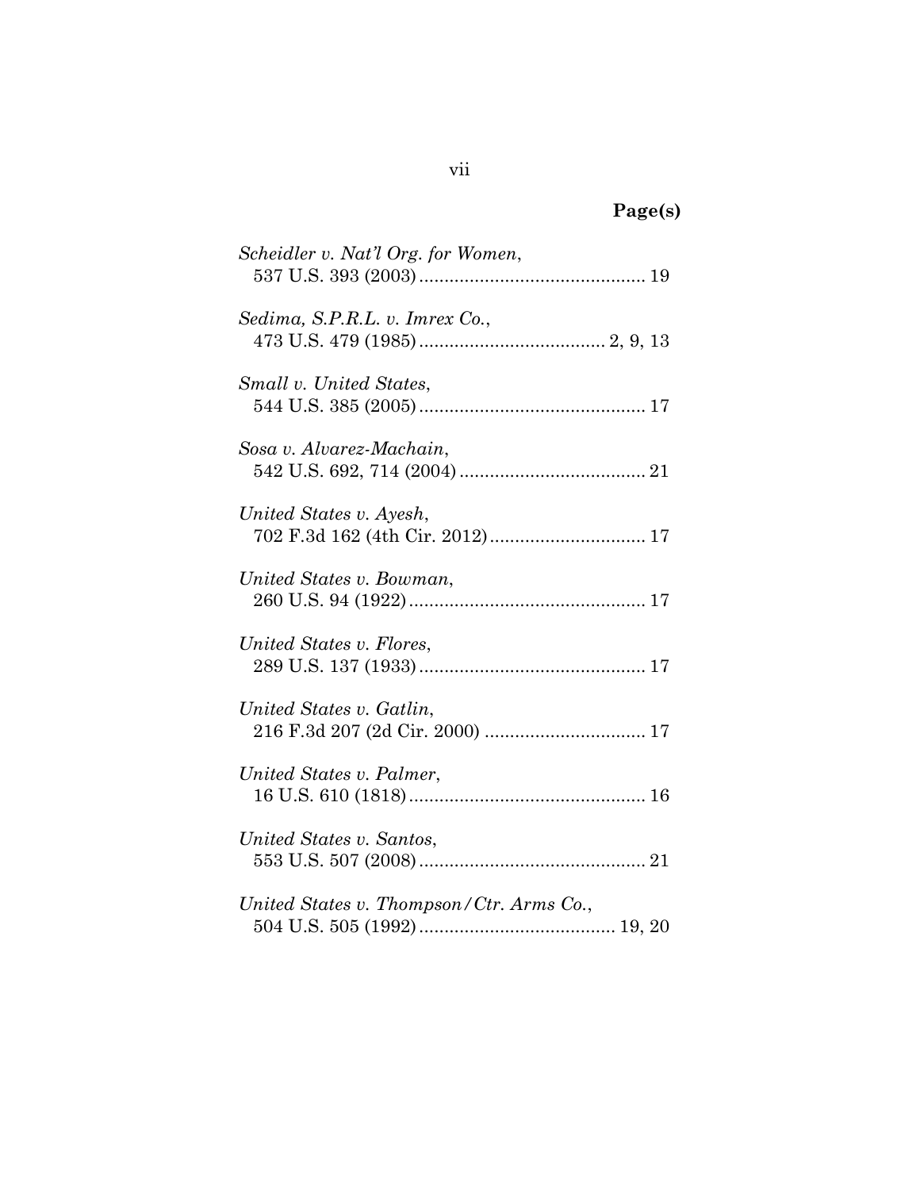**Page(s)**

*Scheidler v. Nat'l Org. for Women*,
537 U.S. 393 (2003) ............................................. 19

*Sedima, S.P.R.L. v. Imrex Co.*,
473 U.S. 479 (1985) ..................................... 2, 9, 13

*Small v. United States*,
544 U.S. 385 (2005) ............................................. 17

*Sosa v. Alvarez-Machain*,
542 U.S. 692, 714 (2004) ..................................... 21

*United States v. Ayesh*,
702 F.3d 162 (4th Cir. 2012) ............................... 17

*United States v. Bowman*,
260 U.S. 94 (1922) ............................................... 17

*United States v. Flores*,
289 U.S. 137 (1933) ............................................. 17

*United States v. Gatlin*,
216 F.3d 207 (2d Cir. 2000) ................................ 17

*United States v. Palmer*,
16 U.S. 610 (1818) ............................................... 16

*United States v. Santos*,
553 U.S. 507 (2008) ............................................. 21

*United States v. Thompson/Ctr. Arms Co.*,
504 U.S. 505 (1992) ....................................... 19, 20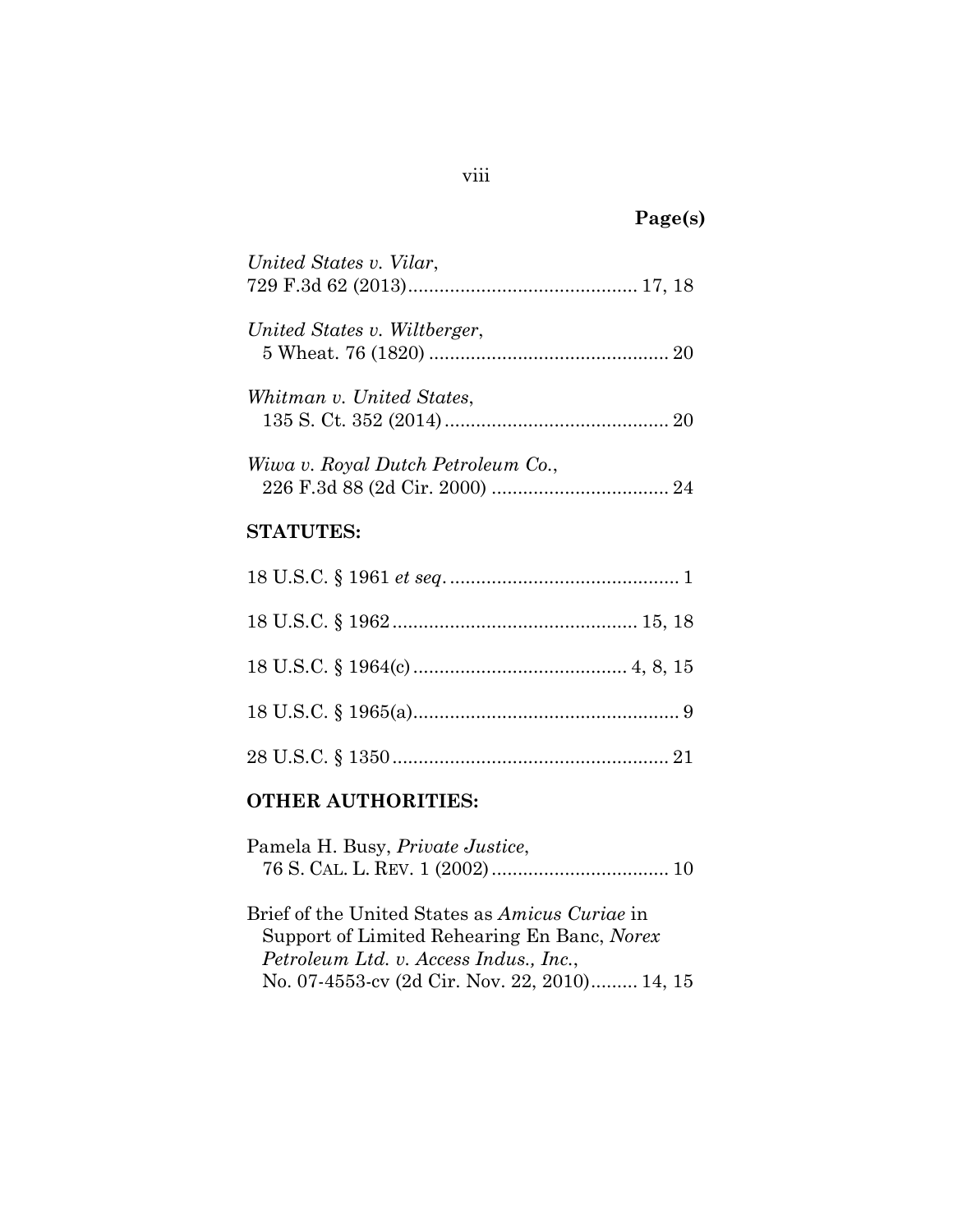**Page(s)**

*United States v. Vilar*,
729 F.3d 62 (2013)............................................ 17, 18

*United States v. Wiltberger*,
5 Wheat. 76 (1820) .............................................. 20

*Whitman v. United States*,
135 S. Ct. 352 (2014)........................................... 20

*Wiwa v. Royal Dutch Petroleum Co.*,
226 F.3d 88 (2d Cir. 2000) .................................. 24

**STATUTES:**

18 U.S.C. § 1961 *et seq*. ............................................ 1

18 U.S.C. § 1962.............................................. 15, 18

18 U.S.C. § 1964(c)......................................... 4, 8, 15

18 U.S.C. § 1965(a)................................................... 9

28 U.S.C. § 1350..................................................... 21

**OTHER AUTHORITIES:**

Pamela H. Busy, *Private Justice*,
76 S. CAL. L. REV. 1 (2002).................................. 10

Brief of the United States as *Amicus Curiae* in Support of Limited Rehearing En Banc, *Norex Petroleum Ltd. v. Access Indus., Inc.*, No. 07-4553-cv (2d Cir. Nov. 22, 2010)......... 14, 15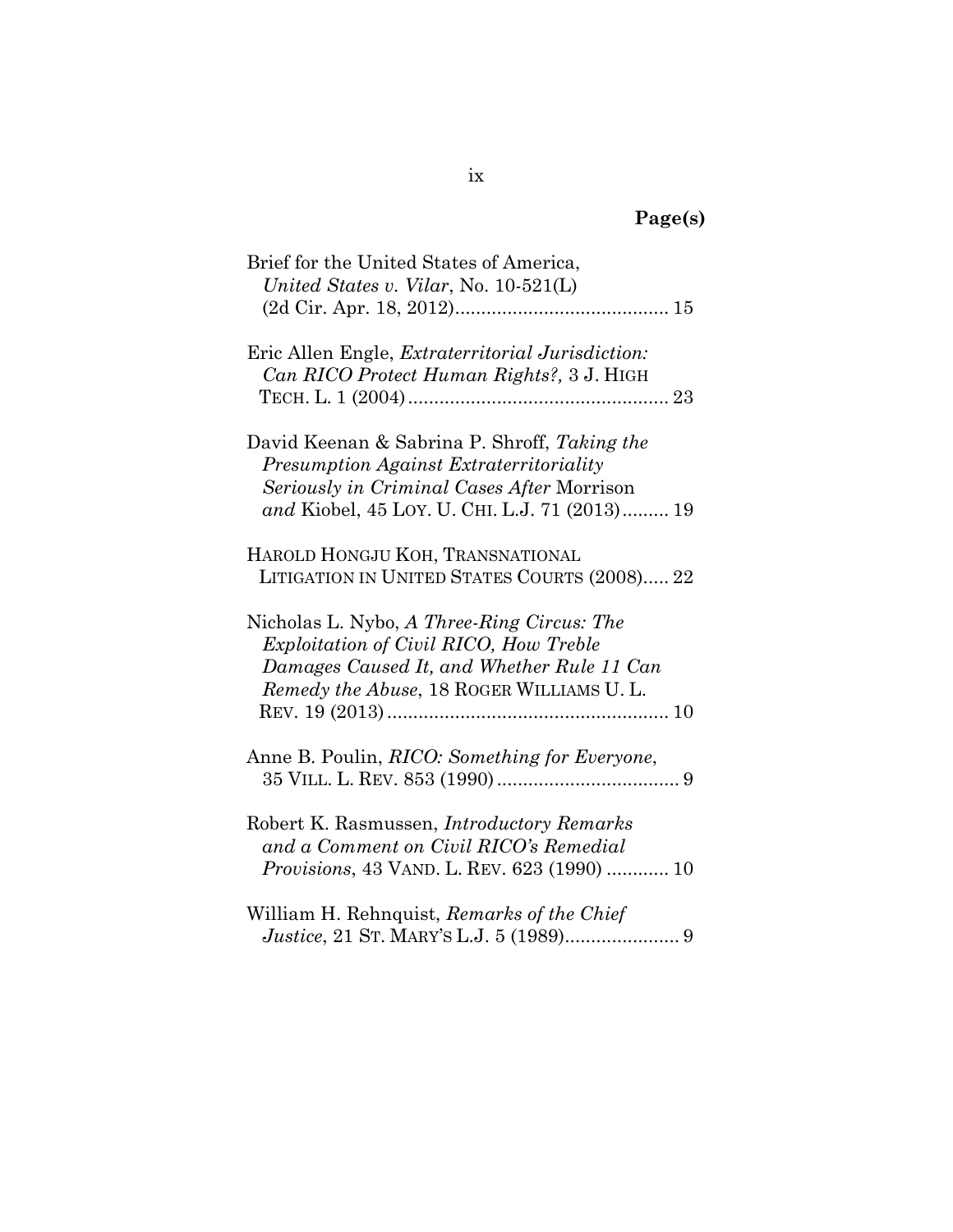**Page(s)**

Brief for the United States of America, *United States v. Vilar*, No. 10-521(L) (2d Cir. Apr. 18, 2012)......................................... 15

Eric Allen Engle, *Extraterritorial Jurisdiction: Can RICO Protect Human Rights?,* 3 J. HIGH TECH. L. 1 (2004).................................................. 23

David Keenan & Sabrina P. Shroff, *Taking the Presumption Against Extraterritoriality Seriously in Criminal Cases After* Morrison *and* Kiobel, 45 LOY. U. CHI. L.J. 71 (2013)......... 19

HAROLD HONGJU KOH, TRANSNATIONAL LITIGATION IN UNITED STATES COURTS (2008)..... 22

Nicholas L. Nybo, *A Three-Ring Circus: The Exploitation of Civil RICO, How Treble Damages Caused It, and Whether Rule 11 Can Remedy the Abuse*, 18 ROGER WILLIAMS U. L. REV. 19 (2013)...................................................... 10

Anne B. Poulin, *RICO: Something for Everyone*, 35 VILL. L. REV. 853 (1990)................................... 9

Robert K. Rasmussen, *Introductory Remarks and a Comment on Civil RICO's Remedial Provisions*, 43 VAND. L. REV. 623 (1990) ............ 10

William H. Rehnquist, *Remarks of the Chief Justice*, 21 ST. MARY'S L.J. 5 (1989)...................... 9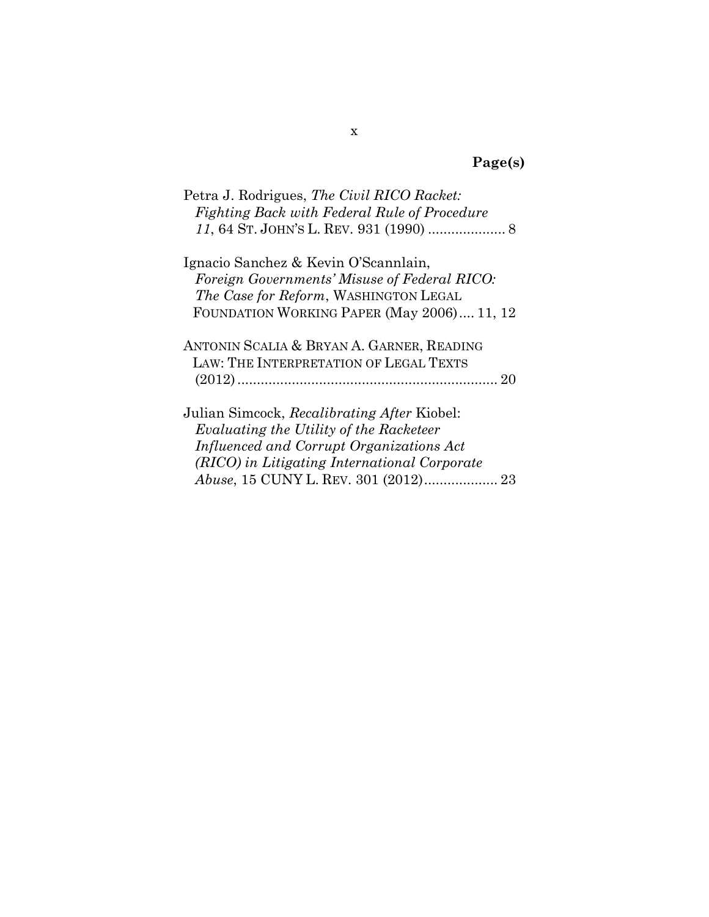**Page(s)**

Petra J. Rodrigues, *The Civil RICO Racket: Fighting Back with Federal Rule of Procedure 11*, 64 ST. JOHN'S L. REV. 931 (1990) .................... 8

Ignacio Sanchez & Kevin O'Scannlain, *Foreign Governments' Misuse of Federal RICO: The Case for Reform*, WASHINGTON LEGAL FOUNDATION WORKING PAPER (May 2006).... 11, 12

ANTONIN SCALIA & BRYAN A. GARNER, READING LAW: THE INTERPRETATION OF LEGAL TEXTS (2012)................................................................... 20

Julian Simcock, *Recalibrating After* Kiobel: *Evaluating the Utility of the Racketeer Influenced and Corrupt Organizations Act (RICO) in Litigating International Corporate Abuse*, 15 CUNY L. REV. 301 (2012).................. 23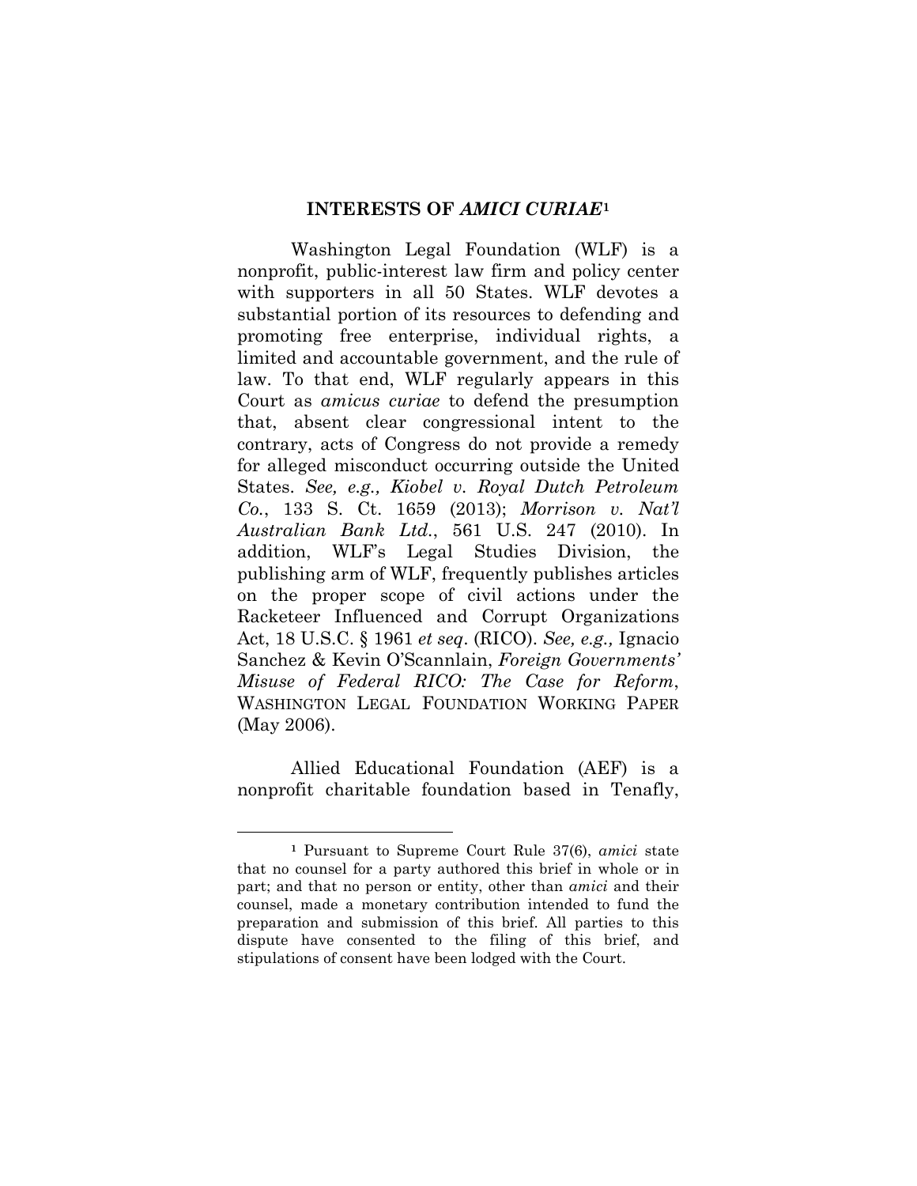## INTERESTS OF *AMICI CURIAE*[1]

Washington Legal Foundation (WLF) is a nonprofit, public-interest law firm and policy center with supporters in all 50 States. WLF devotes a substantial portion of its resources to defending and promoting free enterprise, individual rights, a limited and accountable government, and the rule of law. To that end, WLF regularly appears in this Court as *amicus curiae* to defend the presumption that, absent clear congressional intent to the contrary, acts of Congress do not provide a remedy for alleged misconduct occurring outside the United States. *See, e.g., Kiobel v. Royal Dutch Petroleum Co.*, 133 S. Ct. 1659 (2013); *Morrison v. Nat'l Australian Bank Ltd.*, 561 U.S. 247 (2010). In addition, WLF's Legal Studies Division, the publishing arm of WLF, frequently publishes articles on the proper scope of civil actions under the Racketeer Influenced and Corrupt Organizations Act, 18 U.S.C. § 1961 *et seq*. (RICO). *See, e.g.,* Ignacio Sanchez & Kevin O'Scannlain, *Foreign Governments' Misuse of Federal RICO: The Case for Reform*, WASHINGTON LEGAL FOUNDATION WORKING PAPER (May 2006).

Allied Educational Foundation (AEF) is a nonprofit charitable foundation based in Tenafly,

---

[1] Pursuant to Supreme Court Rule 37(6), *amici* state that no counsel for a party authored this brief in whole or in part; and that no person or entity, other than *amici* and their counsel, made a monetary contribution intended to fund the preparation and submission of this brief. All parties to this dispute have consented to the filing of this brief, and stipulations of consent have been lodged with the Court.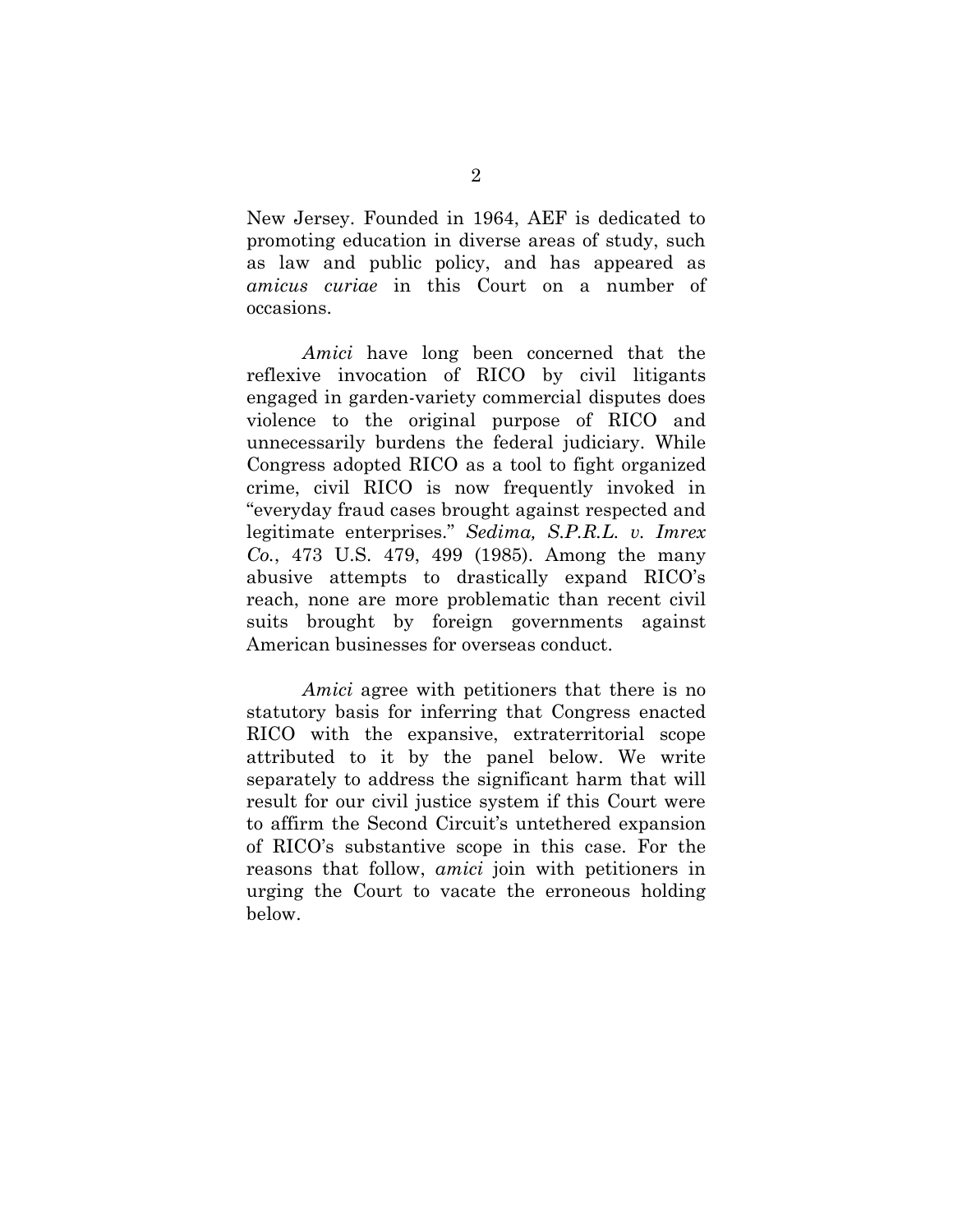New Jersey. Founded in 1964, AEF is dedicated to promoting education in diverse areas of study, such as law and public policy, and has appeared as *amicus curiae* in this Court on a number of occasions.

*Amici* have long been concerned that the reflexive invocation of RICO by civil litigants engaged in garden-variety commercial disputes does violence to the original purpose of RICO and unnecessarily burdens the federal judiciary. While Congress adopted RICO as a tool to fight organized crime, civil RICO is now frequently invoked in "everyday fraud cases brought against respected and legitimate enterprises." *Sedima, S.P.R.L. v. Imrex Co.*, 473 U.S. 479, 499 (1985). Among the many abusive attempts to drastically expand RICO's reach, none are more problematic than recent civil suits brought by foreign governments against American businesses for overseas conduct.

*Amici* agree with petitioners that there is no statutory basis for inferring that Congress enacted RICO with the expansive, extraterritorial scope attributed to it by the panel below. We write separately to address the significant harm that will result for our civil justice system if this Court were to affirm the Second Circuit's untethered expansion of RICO's substantive scope in this case. For the reasons that follow, *amici* join with petitioners in urging the Court to vacate the erroneous holding below.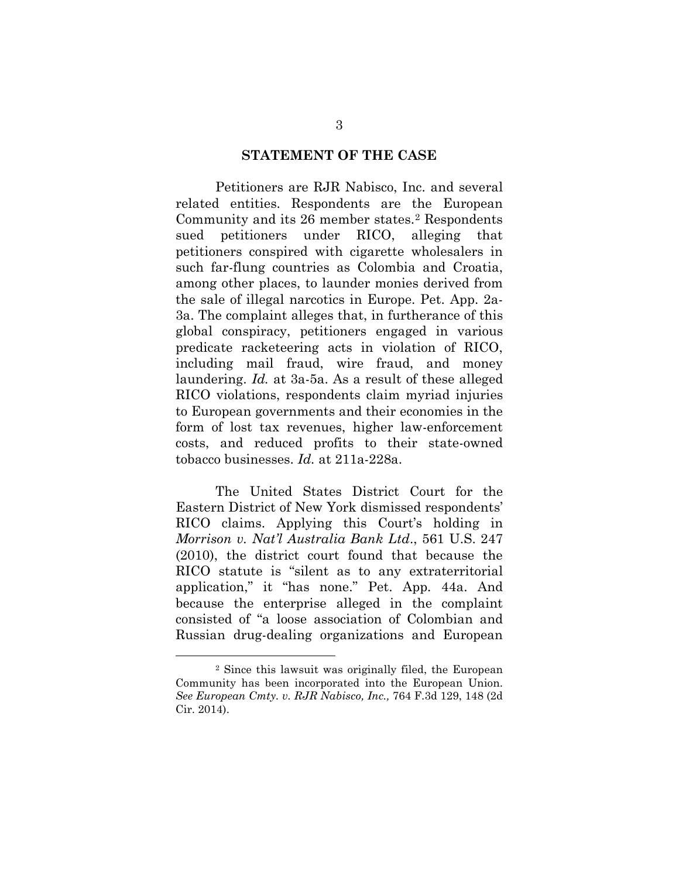## STATEMENT OF THE CASE

Petitioners are RJR Nabisco, Inc. and several related entities. Respondents are the European Community and its 26 member states.[2] Respondents sued petitioners under RICO, alleging that petitioners conspired with cigarette wholesalers in such far-flung countries as Colombia and Croatia, among other places, to launder monies derived from the sale of illegal narcotics in Europe. Pet. App. 2a-3a. The complaint alleges that, in furtherance of this global conspiracy, petitioners engaged in various predicate racketeering acts in violation of RICO, including mail fraud, wire fraud, and money laundering. *Id.* at 3a-5a. As a result of these alleged RICO violations, respondents claim myriad injuries to European governments and their economies in the form of lost tax revenues, higher law-enforcement costs, and reduced profits to their state-owned tobacco businesses. *Id.* at 211a-228a.

The United States District Court for the Eastern District of New York dismissed respondents' RICO claims. Applying this Court's holding in *Morrison v. Nat'l Australia Bank Ltd.*, 561 U.S. 247 (2010), the district court found that because the RICO statute is "silent as to any extraterritorial application," it "has none." Pet. App. 44a. And because the enterprise alleged in the complaint consisted of "a loose association of Colombian and Russian drug-dealing organizations and European

---

[2] Since this lawsuit was originally filed, the European Community has been incorporated into the European Union. *See European Cmty. v. RJR Nabisco, Inc.,* 764 F.3d 129, 148 (2d Cir. 2014).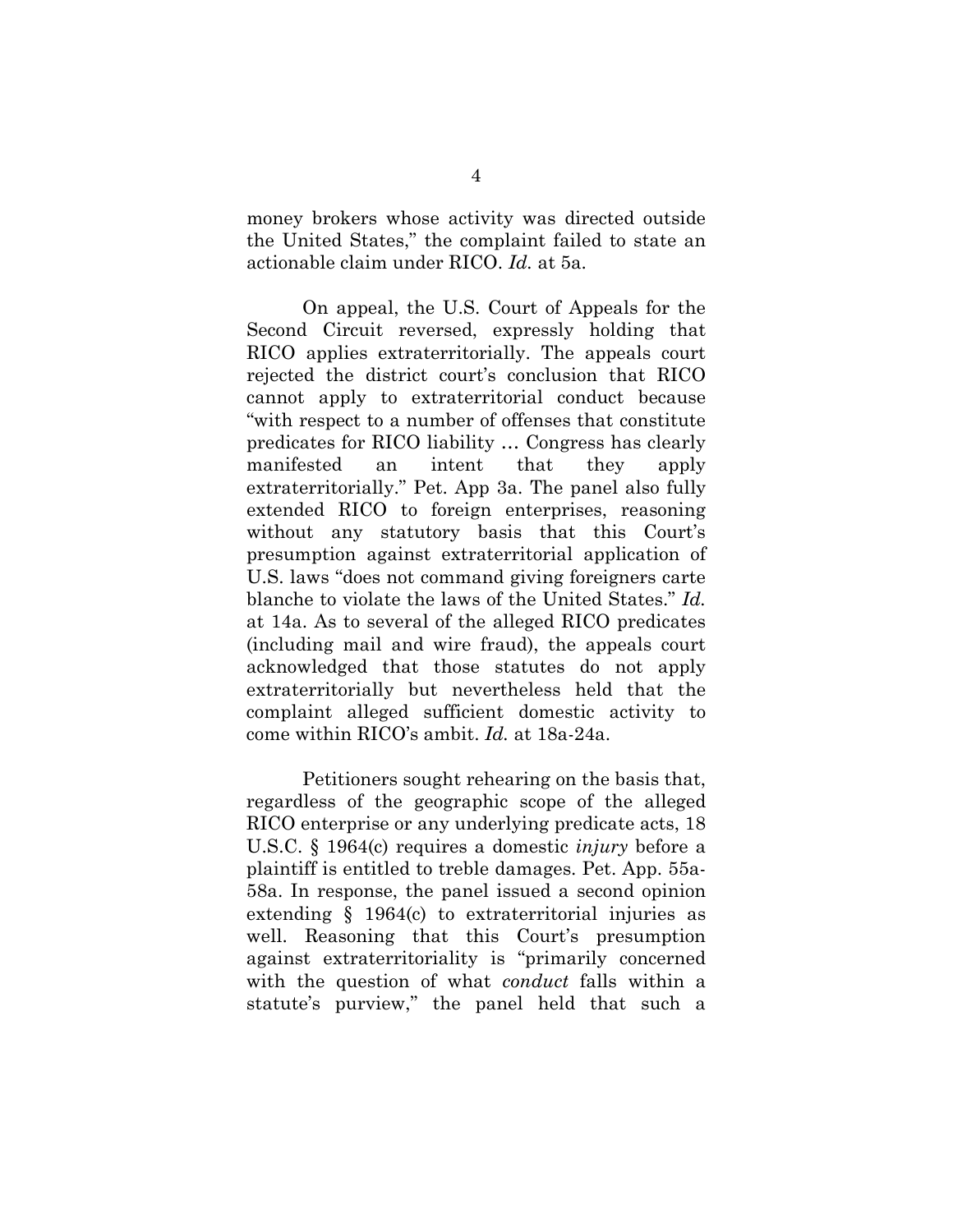money brokers whose activity was directed outside the United States," the complaint failed to state an actionable claim under RICO. *Id.* at 5a.

On appeal, the U.S. Court of Appeals for the Second Circuit reversed, expressly holding that RICO applies extraterritorially. The appeals court rejected the district court's conclusion that RICO cannot apply to extraterritorial conduct because "with respect to a number of offenses that constitute predicates for RICO liability … Congress has clearly manifested an intent that they apply extraterritorially." Pet. App 3a. The panel also fully extended RICO to foreign enterprises, reasoning without any statutory basis that this Court's presumption against extraterritorial application of U.S. laws "does not command giving foreigners carte blanche to violate the laws of the United States." *Id.* at 14a. As to several of the alleged RICO predicates (including mail and wire fraud), the appeals court acknowledged that those statutes do not apply extraterritorially but nevertheless held that the complaint alleged sufficient domestic activity to come within RICO's ambit. *Id.* at 18a-24a.

Petitioners sought rehearing on the basis that, regardless of the geographic scope of the alleged RICO enterprise or any underlying predicate acts, 18 U.S.C. § 1964(c) requires a domestic *injury* before a plaintiff is entitled to treble damages. Pet. App. 55a-58a. In response, the panel issued a second opinion extending § 1964(c) to extraterritorial injuries as well. Reasoning that this Court's presumption against extraterritoriality is "primarily concerned with the question of what *conduct* falls within a statute's purview," the panel held that such a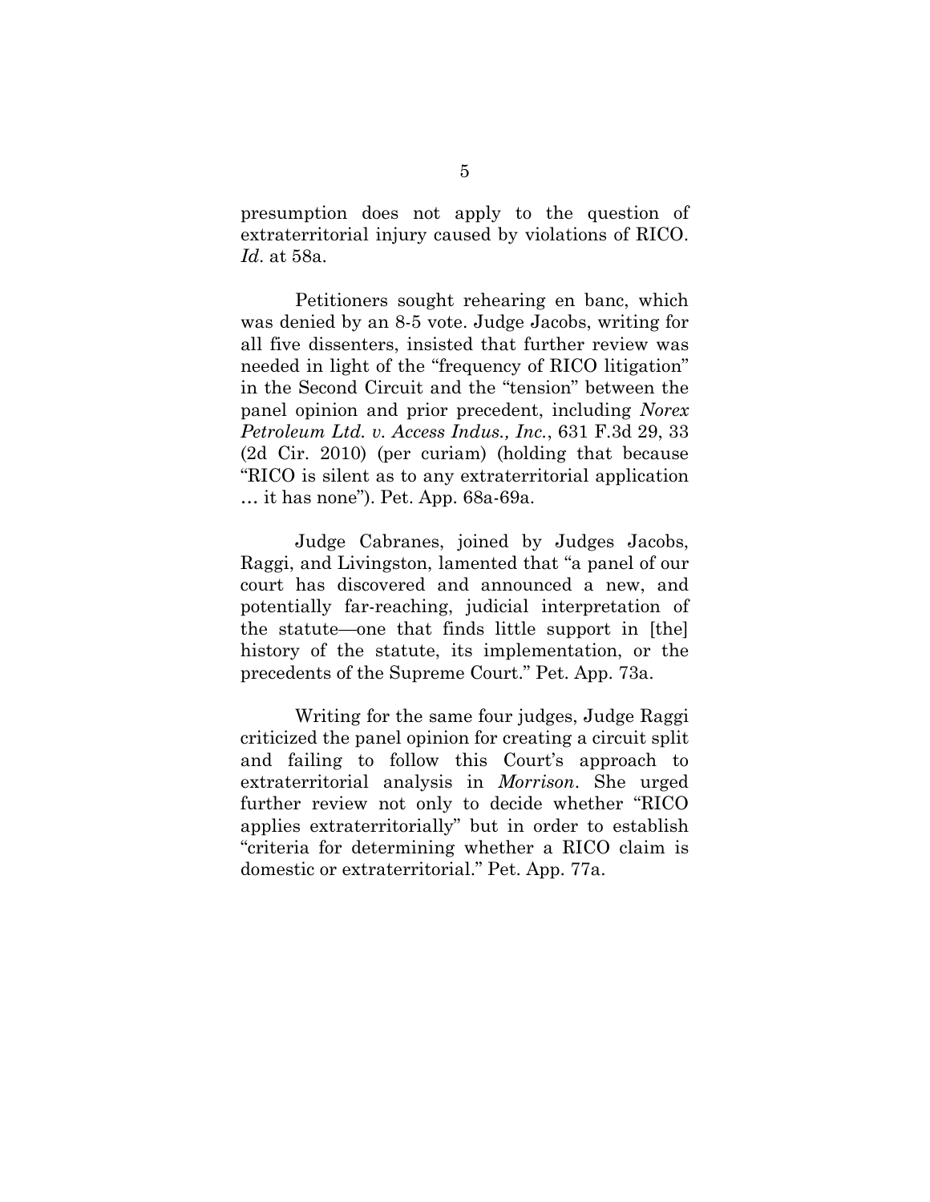presumption does not apply to the question of extraterritorial injury caused by violations of RICO. *Id*. at 58a.

Petitioners sought rehearing en banc, which was denied by an 8-5 vote. Judge Jacobs, writing for all five dissenters, insisted that further review was needed in light of the "frequency of RICO litigation" in the Second Circuit and the "tension" between the panel opinion and prior precedent, including *Norex Petroleum Ltd. v. Access Indus., Inc.*, 631 F.3d 29, 33 (2d Cir. 2010) (per curiam) (holding that because "RICO is silent as to any extraterritorial application … it has none"). Pet. App. 68a-69a.

Judge Cabranes, joined by Judges Jacobs, Raggi, and Livingston, lamented that "a panel of our court has discovered and announced a new, and potentially far-reaching, judicial interpretation of the statute—one that finds little support in [the] history of the statute, its implementation, or the precedents of the Supreme Court." Pet. App. 73a.

Writing for the same four judges, Judge Raggi criticized the panel opinion for creating a circuit split and failing to follow this Court's approach to extraterritorial analysis in *Morrison*. She urged further review not only to decide whether "RICO applies extraterritorially" but in order to establish "criteria for determining whether a RICO claim is domestic or extraterritorial." Pet. App. 77a.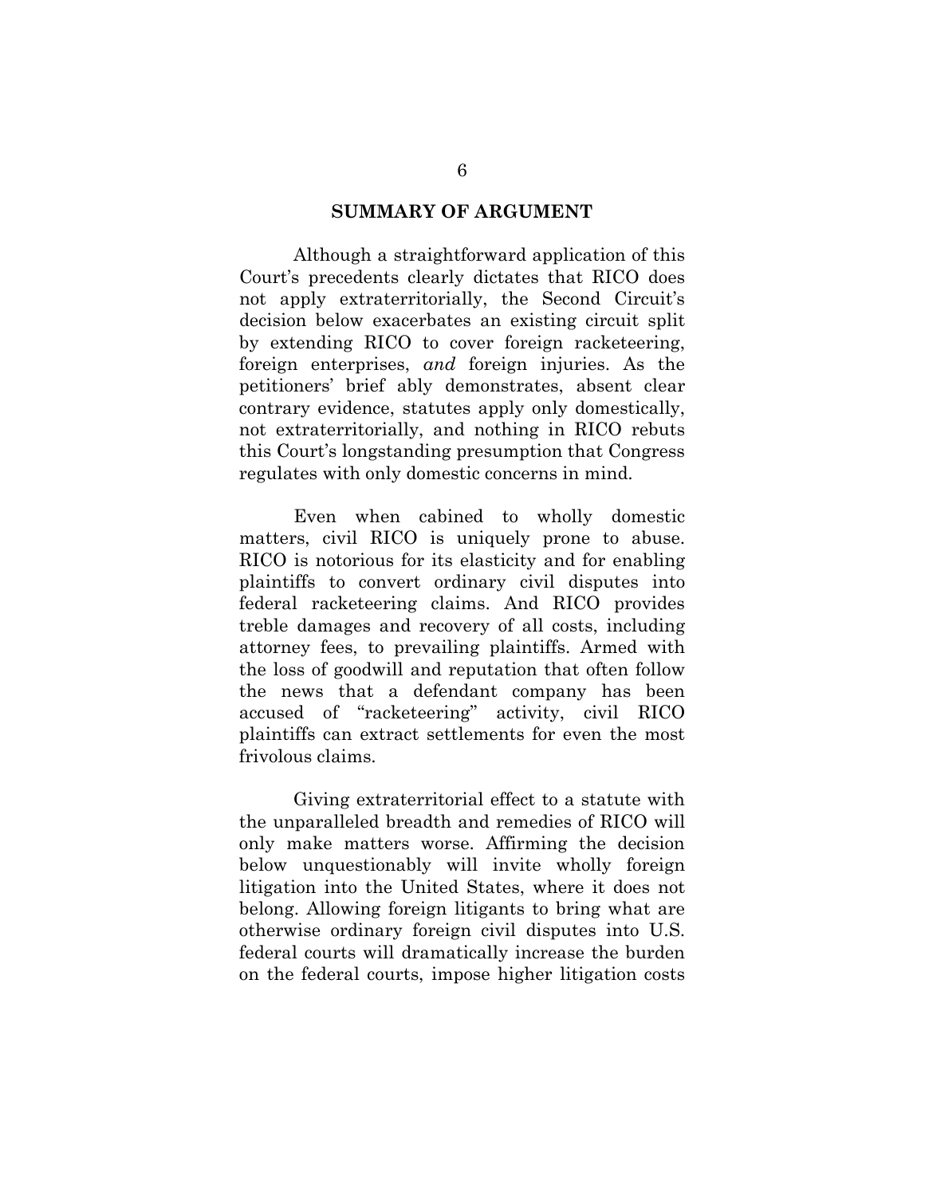## SUMMARY OF ARGUMENT

Although a straightforward application of this Court's precedents clearly dictates that RICO does not apply extraterritorially, the Second Circuit's decision below exacerbates an existing circuit split by extending RICO to cover foreign racketeering, foreign enterprises, *and* foreign injuries. As the petitioners' brief ably demonstrates, absent clear contrary evidence, statutes apply only domestically, not extraterritorially, and nothing in RICO rebuts this Court's longstanding presumption that Congress regulates with only domestic concerns in mind.

Even when cabined to wholly domestic matters, civil RICO is uniquely prone to abuse. RICO is notorious for its elasticity and for enabling plaintiffs to convert ordinary civil disputes into federal racketeering claims. And RICO provides treble damages and recovery of all costs, including attorney fees, to prevailing plaintiffs. Armed with the loss of goodwill and reputation that often follow the news that a defendant company has been accused of "racketeering" activity, civil RICO plaintiffs can extract settlements for even the most frivolous claims.

Giving extraterritorial effect to a statute with the unparalleled breadth and remedies of RICO will only make matters worse. Affirming the decision below unquestionably will invite wholly foreign litigation into the United States, where it does not belong. Allowing foreign litigants to bring what are otherwise ordinary foreign civil disputes into U.S. federal courts will dramatically increase the burden on the federal courts, impose higher litigation costs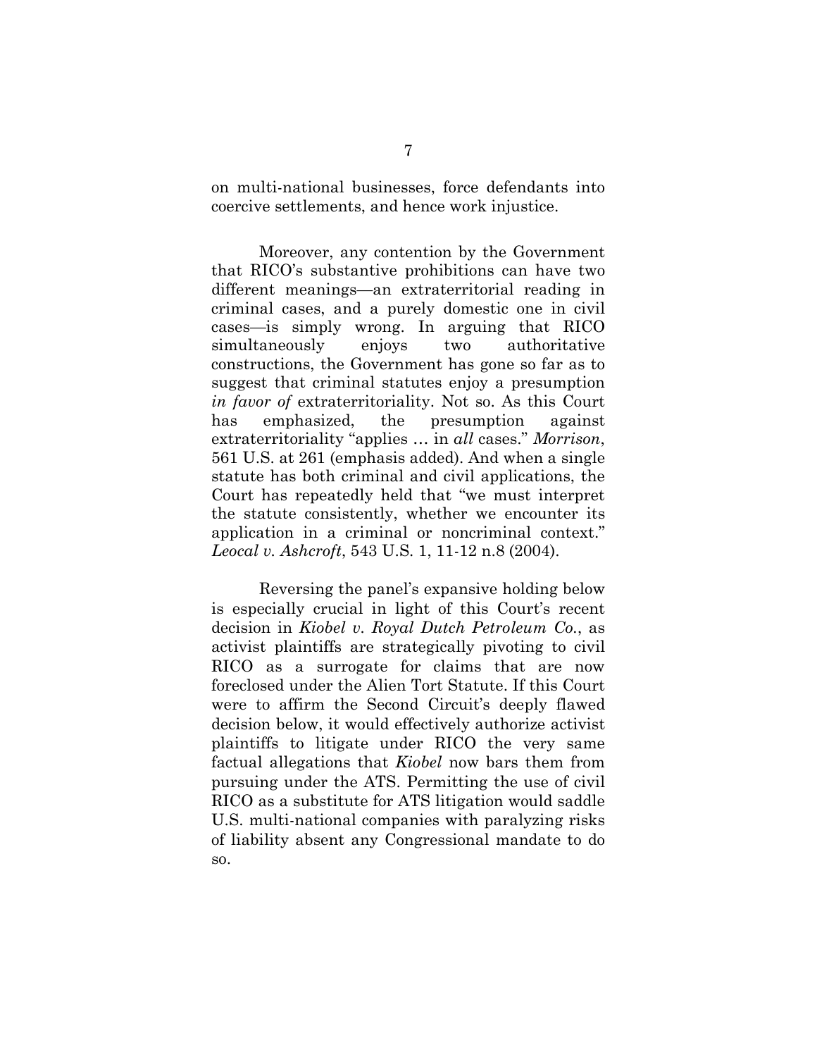on multi-national businesses, force defendants into coercive settlements, and hence work injustice.

Moreover, any contention by the Government that RICO's substantive prohibitions can have two different meanings—an extraterritorial reading in criminal cases, and a purely domestic one in civil cases—is simply wrong. In arguing that RICO simultaneously enjoys two authoritative constructions, the Government has gone so far as to suggest that criminal statutes enjoy a presumption *in favor of* extraterritoriality. Not so. As this Court has emphasized, the presumption against extraterritoriality "applies … in *all* cases." *Morrison*, 561 U.S. at 261 (emphasis added). And when a single statute has both criminal and civil applications, the Court has repeatedly held that "we must interpret the statute consistently, whether we encounter its application in a criminal or noncriminal context." *Leocal v. Ashcroft*, 543 U.S. 1, 11-12 n.8 (2004).

Reversing the panel's expansive holding below is especially crucial in light of this Court's recent decision in *Kiobel v. Royal Dutch Petroleum Co.*, as activist plaintiffs are strategically pivoting to civil RICO as a surrogate for claims that are now foreclosed under the Alien Tort Statute. If this Court were to affirm the Second Circuit's deeply flawed decision below, it would effectively authorize activist plaintiffs to litigate under RICO the very same factual allegations that *Kiobel* now bars them from pursuing under the ATS. Permitting the use of civil RICO as a substitute for ATS litigation would saddle U.S. multi-national companies with paralyzing risks of liability absent any Congressional mandate to do so.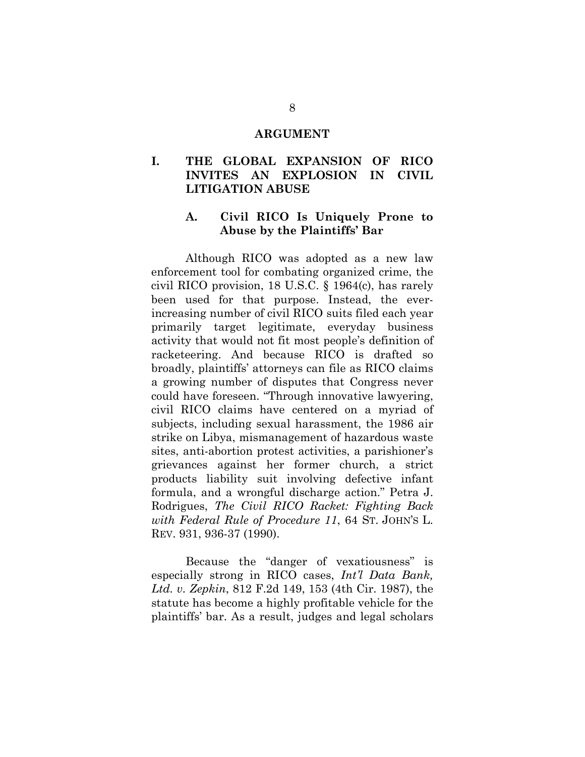## ARGUMENT

### I. THE GLOBAL EXPANSION OF RICO INVITES AN EXPLOSION IN CIVIL LITIGATION ABUSE

#### A. Civil RICO Is Uniquely Prone to Abuse by the Plaintiffs' Bar

Although RICO was adopted as a new law enforcement tool for combating organized crime, the civil RICO provision, 18 U.S.C. § 1964(c), has rarely been used for that purpose. Instead, the ever-increasing number of civil RICO suits filed each year primarily target legitimate, everyday business activity that would not fit most people's definition of racketeering. And because RICO is drafted so broadly, plaintiffs' attorneys can file as RICO claims a growing number of disputes that Congress never could have foreseen. "Through innovative lawyering, civil RICO claims have centered on a myriad of subjects, including sexual harassment, the 1986 air strike on Libya, mismanagement of hazardous waste sites, anti-abortion protest activities, a parishioner's grievances against her former church, a strict products liability suit involving defective infant formula, and a wrongful discharge action." Petra J. Rodrigues, *The Civil RICO Racket: Fighting Back with Federal Rule of Procedure 11*, 64 ST. JOHN'S L. REV. 931, 936-37 (1990).

Because the "danger of vexatiousness" is especially strong in RICO cases, *Int'l Data Bank, Ltd. v. Zepkin*, 812 F.2d 149, 153 (4th Cir. 1987), the statute has become a highly profitable vehicle for the plaintiffs' bar. As a result, judges and legal scholars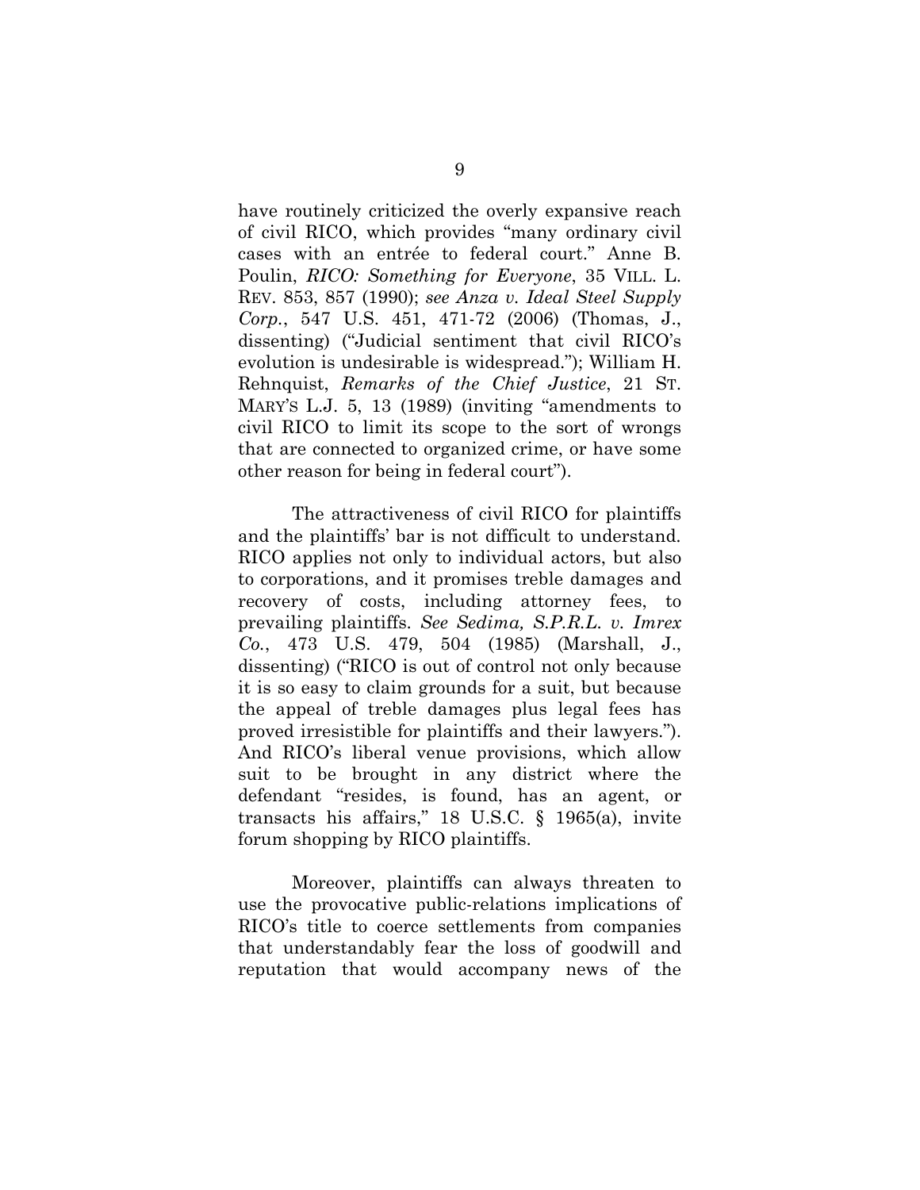have routinely criticized the overly expansive reach of civil RICO, which provides "many ordinary civil cases with an entrée to federal court." Anne B. Poulin, *RICO: Something for Everyone*, 35 VILL. L. REV. 853, 857 (1990); *see Anza v. Ideal Steel Supply Corp.*, 547 U.S. 451, 471-72 (2006) (Thomas, J., dissenting) ("Judicial sentiment that civil RICO's evolution is undesirable is widespread."); William H. Rehnquist, *Remarks of the Chief Justice*, 21 ST. MARY'S L.J. 5, 13 (1989) (inviting "amendments to civil RICO to limit its scope to the sort of wrongs that are connected to organized crime, or have some other reason for being in federal court").

The attractiveness of civil RICO for plaintiffs and the plaintiffs' bar is not difficult to understand. RICO applies not only to individual actors, but also to corporations, and it promises treble damages and recovery of costs, including attorney fees, to prevailing plaintiffs. *See Sedima, S.P.R.L. v. Imrex Co.*, 473 U.S. 479, 504 (1985) (Marshall, J., dissenting) ("RICO is out of control not only because it is so easy to claim grounds for a suit, but because the appeal of treble damages plus legal fees has proved irresistible for plaintiffs and their lawyers."). And RICO's liberal venue provisions, which allow suit to be brought in any district where the defendant "resides, is found, has an agent, or transacts his affairs," 18 U.S.C. § 1965(a), invite forum shopping by RICO plaintiffs.

Moreover, plaintiffs can always threaten to use the provocative public-relations implications of RICO's title to coerce settlements from companies that understandably fear the loss of goodwill and reputation that would accompany news of the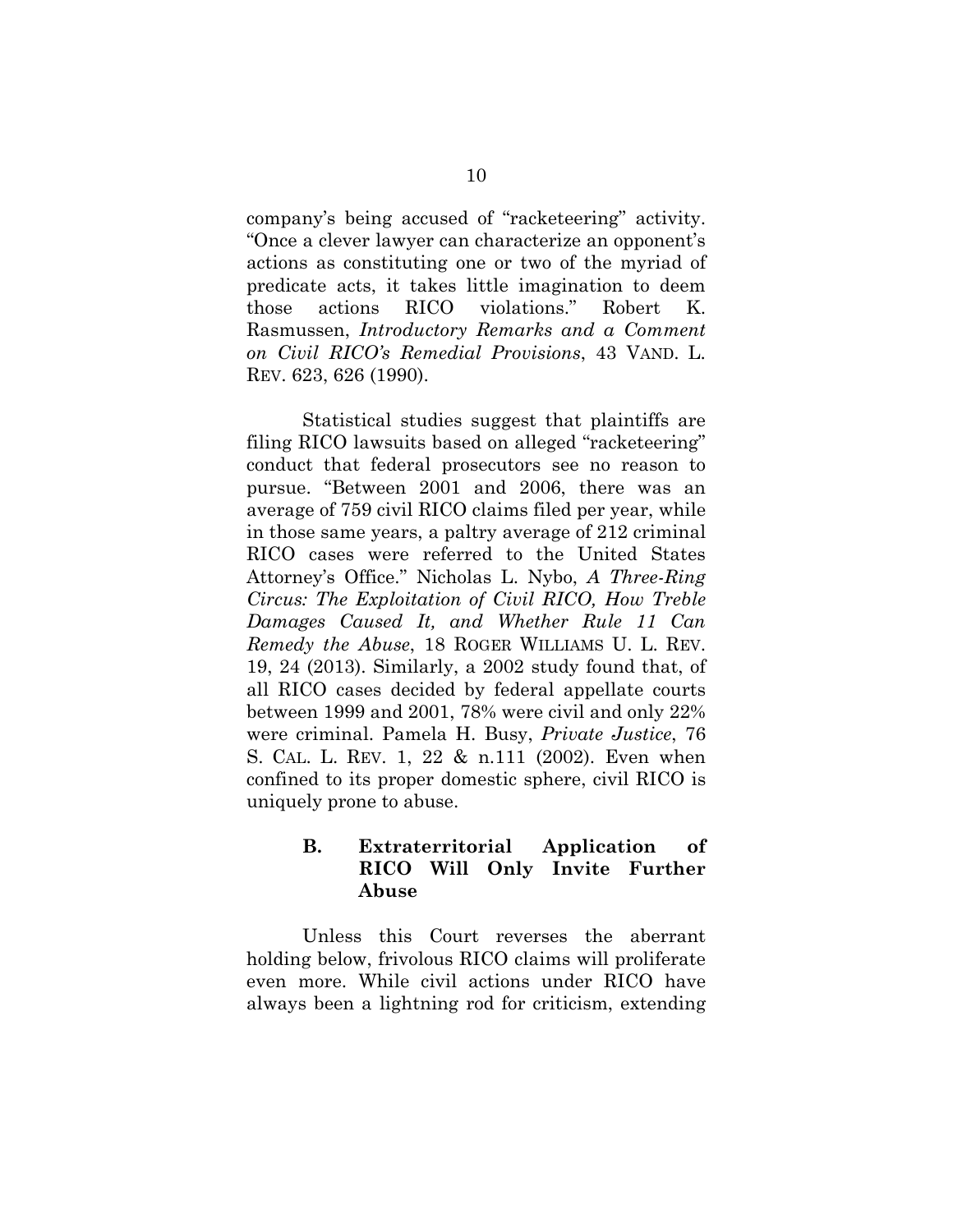company's being accused of "racketeering" activity. "Once a clever lawyer can characterize an opponent's actions as constituting one or two of the myriad of predicate acts, it takes little imagination to deem those actions RICO violations." Robert K. Rasmussen, *Introductory Remarks and a Comment on Civil RICO's Remedial Provisions*, 43 VAND. L. REV. 623, 626 (1990).

Statistical studies suggest that plaintiffs are filing RICO lawsuits based on alleged "racketeering" conduct that federal prosecutors see no reason to pursue. "Between 2001 and 2006, there was an average of 759 civil RICO claims filed per year, while in those same years, a paltry average of 212 criminal RICO cases were referred to the United States Attorney's Office." Nicholas L. Nybo, *A Three-Ring Circus: The Exploitation of Civil RICO, How Treble Damages Caused It, and Whether Rule 11 Can Remedy the Abuse*, 18 ROGER WILLIAMS U. L. REV. 19, 24 (2013). Similarly, a 2002 study found that, of all RICO cases decided by federal appellate courts between 1999 and 2001, 78% were civil and only 22% were criminal. Pamela H. Busy, *Private Justice*, 76 S. CAL. L. REV. 1, 22 & n.111 (2002). Even when confined to its proper domestic sphere, civil RICO is uniquely prone to abuse.

### B. Extraterritorial Application of RICO Will Only Invite Further Abuse

Unless this Court reverses the aberrant holding below, frivolous RICO claims will proliferate even more. While civil actions under RICO have always been a lightning rod for criticism, extending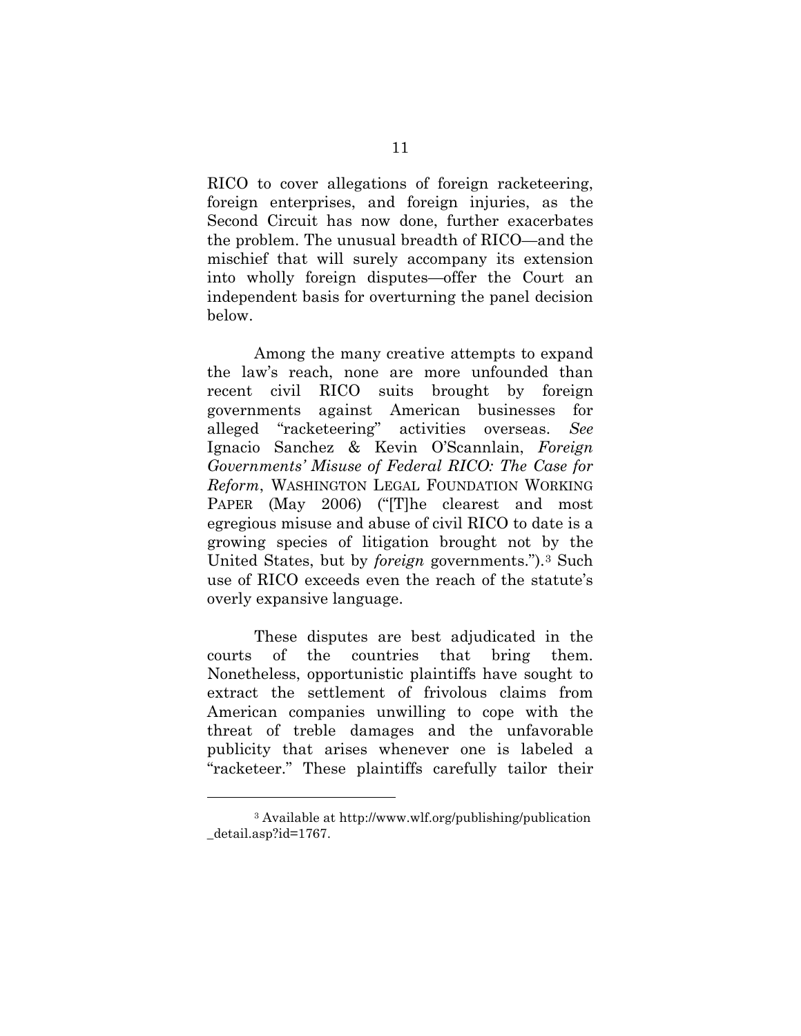RICO to cover allegations of foreign racketeering, foreign enterprises, and foreign injuries, as the Second Circuit has now done, further exacerbates the problem. The unusual breadth of RICO—and the mischief that will surely accompany its extension into wholly foreign disputes—offer the Court an independent basis for overturning the panel decision below.

Among the many creative attempts to expand the law's reach, none are more unfounded than recent civil RICO suits brought by foreign governments against American businesses for alleged "racketeering" activities overseas. *See* Ignacio Sanchez & Kevin O'Scannlain, *Foreign Governments' Misuse of Federal RICO: The Case for Reform*, WASHINGTON LEGAL FOUNDATION WORKING PAPER (May 2006) ("[T]he clearest and most egregious misuse and abuse of civil RICO to date is a growing species of litigation brought not by the United States, but by *foreign* governments.").[3] Such use of RICO exceeds even the reach of the statute's overly expansive language.

These disputes are best adjudicated in the courts of the countries that bring them. Nonetheless, opportunistic plaintiffs have sought to extract the settlement of frivolous claims from American companies unwilling to cope with the threat of treble damages and the unfavorable publicity that arises whenever one is labeled a "racketeer." These plaintiffs carefully tailor their

---

[3] Available at http://www.wlf.org/publishing/publication_detail.asp?id=1767.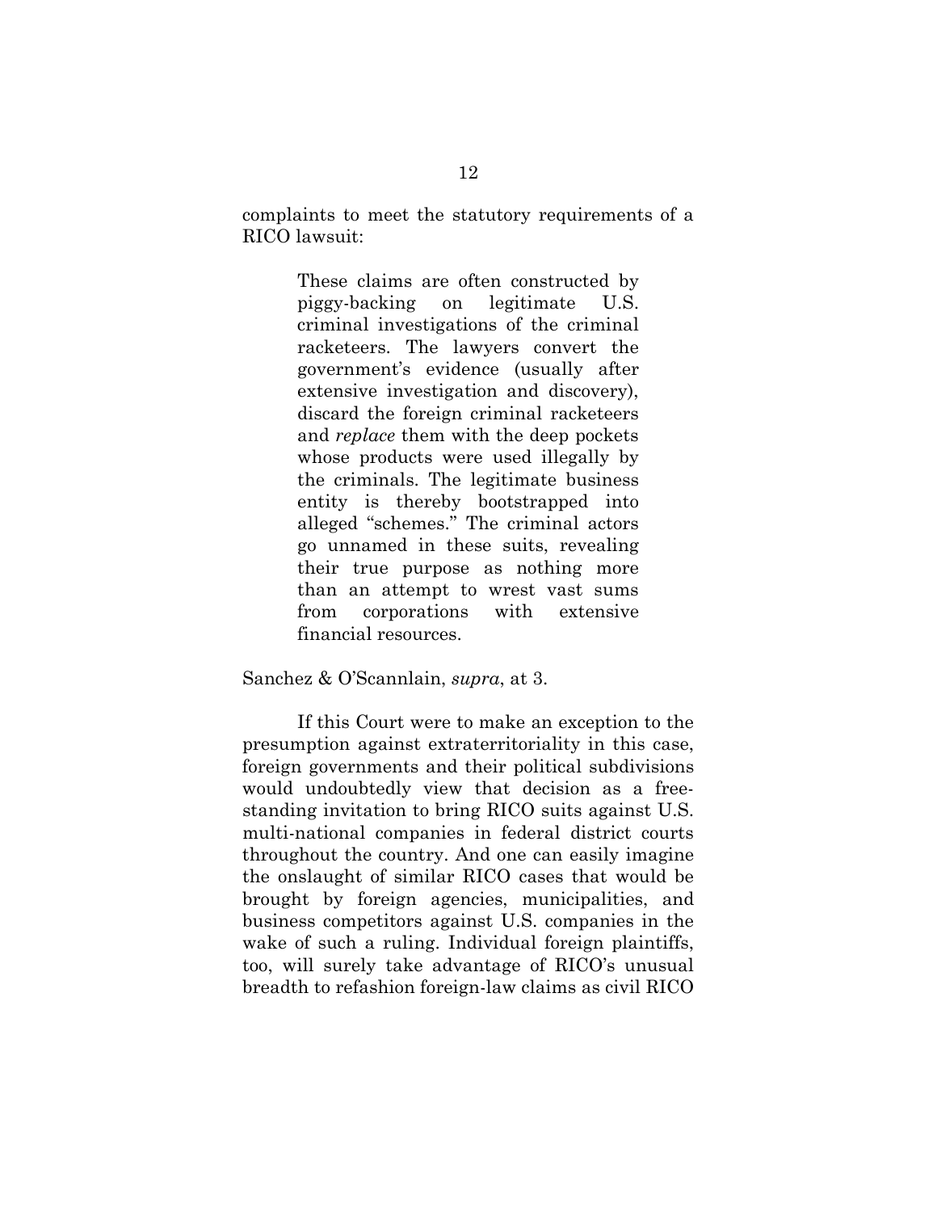complaints to meet the statutory requirements of a RICO lawsuit:

> These claims are often constructed by piggy-backing on legitimate U.S. criminal investigations of the criminal racketeers. The lawyers convert the government's evidence (usually after extensive investigation and discovery), discard the foreign criminal racketeers and *replace* them with the deep pockets whose products were used illegally by the criminals. The legitimate business entity is thereby bootstrapped into alleged "schemes." The criminal actors go unnamed in these suits, revealing their true purpose as nothing more than an attempt to wrest vast sums from corporations with extensive financial resources.

Sanchez & O'Scannlain, *supra*, at 3.

If this Court were to make an exception to the presumption against extraterritoriality in this case, foreign governments and their political subdivisions would undoubtedly view that decision as a free-standing invitation to bring RICO suits against U.S. multi-national companies in federal district courts throughout the country. And one can easily imagine the onslaught of similar RICO cases that would be brought by foreign agencies, municipalities, and business competitors against U.S. companies in the wake of such a ruling. Individual foreign plaintiffs, too, will surely take advantage of RICO's unusual breadth to refashion foreign-law claims as civil RICO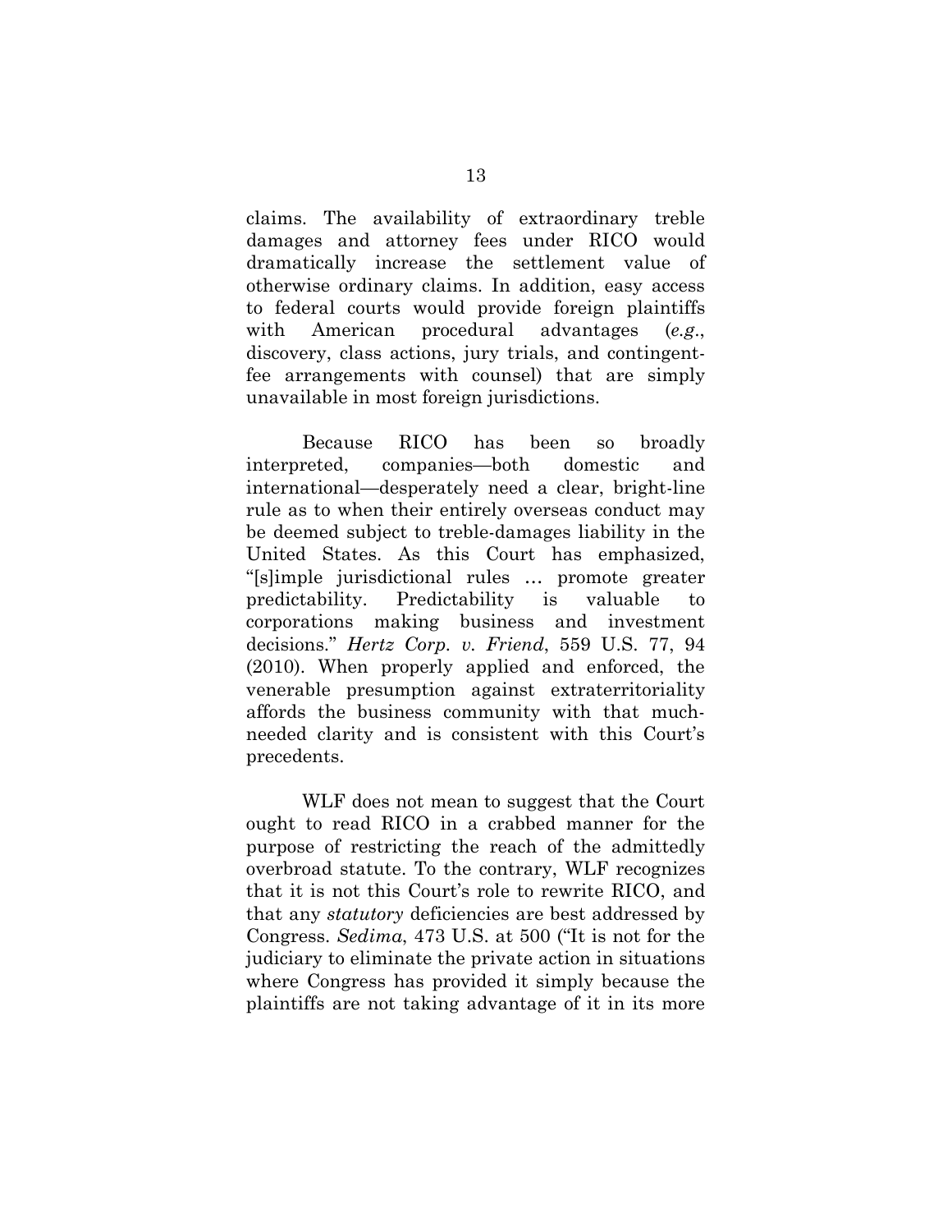claims. The availability of extraordinary treble damages and attorney fees under RICO would dramatically increase the settlement value of otherwise ordinary claims. In addition, easy access to federal courts would provide foreign plaintiffs with American procedural advantages (*e.g.*, discovery, class actions, jury trials, and contingent-fee arrangements with counsel) that are simply unavailable in most foreign jurisdictions.

Because RICO has been so broadly interpreted, companies—both domestic and international—desperately need a clear, bright-line rule as to when their entirely overseas conduct may be deemed subject to treble-damages liability in the United States. As this Court has emphasized, "[s]imple jurisdictional rules … promote greater predictability. Predictability is valuable to corporations making business and investment decisions." *Hertz Corp. v. Friend*, 559 U.S. 77, 94 (2010). When properly applied and enforced, the venerable presumption against extraterritoriality affords the business community with that much-needed clarity and is consistent with this Court's precedents.

WLF does not mean to suggest that the Court ought to read RICO in a crabbed manner for the purpose of restricting the reach of the admittedly overbroad statute. To the contrary, WLF recognizes that it is not this Court's role to rewrite RICO, and that any *statutory* deficiencies are best addressed by Congress. *Sedima*, 473 U.S. at 500 ("It is not for the judiciary to eliminate the private action in situations where Congress has provided it simply because the plaintiffs are not taking advantage of it in its more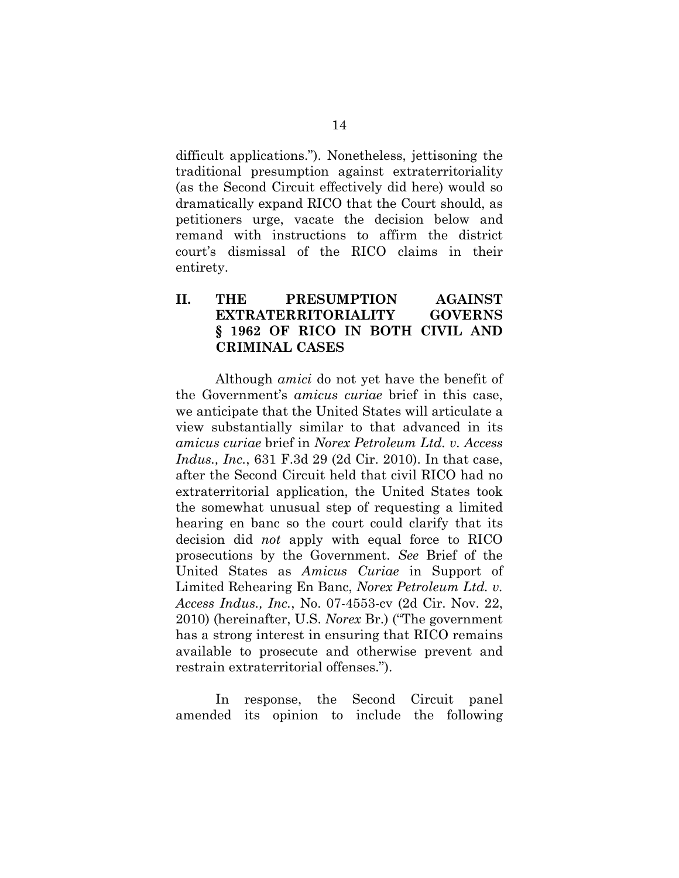difficult applications."). Nonetheless, jettisoning the traditional presumption against extraterritoriality (as the Second Circuit effectively did here) would so dramatically expand RICO that the Court should, as petitioners urge, vacate the decision below and remand with instructions to affirm the district court's dismissal of the RICO claims in their entirety.

## II. THE PRESUMPTION AGAINST EXTRATERRITORIALITY GOVERNS § 1962 OF RICO IN BOTH CIVIL AND CRIMINAL CASES

Although *amici* do not yet have the benefit of the Government's *amicus curiae* brief in this case, we anticipate that the United States will articulate a view substantially similar to that advanced in its *amicus curiae* brief in *Norex Petroleum Ltd. v. Access Indus., Inc.*, 631 F.3d 29 (2d Cir. 2010). In that case, after the Second Circuit held that civil RICO had no extraterritorial application, the United States took the somewhat unusual step of requesting a limited hearing en banc so the court could clarify that its decision did *not* apply with equal force to RICO prosecutions by the Government. *See* Brief of the United States as *Amicus Curiae* in Support of Limited Rehearing En Banc, *Norex Petroleum Ltd. v. Access Indus., Inc.*, No. 07-4553-cv (2d Cir. Nov. 22, 2010) (hereinafter, U.S. *Norex* Br.) ("The government has a strong interest in ensuring that RICO remains available to prosecute and otherwise prevent and restrain extraterritorial offenses.").

In response, the Second Circuit panel amended its opinion to include the following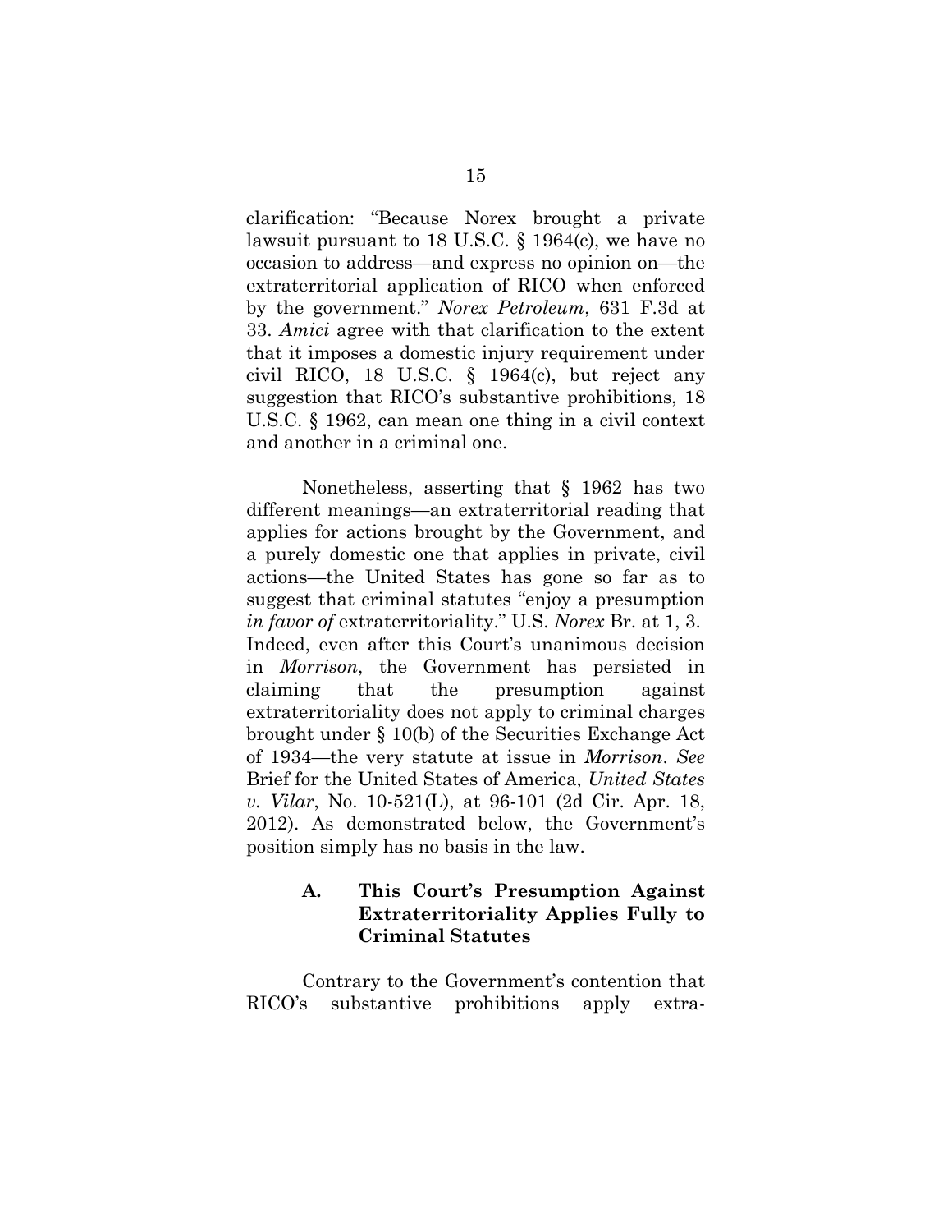clarification: "Because Norex brought a private lawsuit pursuant to 18 U.S.C. § 1964(c), we have no occasion to address—and express no opinion on—the extraterritorial application of RICO when enforced by the government." *Norex Petroleum*, 631 F.3d at 33. *Amici* agree with that clarification to the extent that it imposes a domestic injury requirement under civil RICO, 18 U.S.C. § 1964(c), but reject any suggestion that RICO's substantive prohibitions, 18 U.S.C. § 1962, can mean one thing in a civil context and another in a criminal one.

Nonetheless, asserting that § 1962 has two different meanings—an extraterritorial reading that applies for actions brought by the Government, and a purely domestic one that applies in private, civil actions—the United States has gone so far as to suggest that criminal statutes "enjoy a presumption *in favor of* extraterritoriality." U.S. *Norex* Br. at 1, 3. Indeed, even after this Court's unanimous decision in *Morrison*, the Government has persisted in claiming that the presumption against extraterritoriality does not apply to criminal charges brought under § 10(b) of the Securities Exchange Act of 1934—the very statute at issue in *Morrison*. *See* Brief for the United States of America, *United States v. Vilar*, No. 10-521(L), at 96-101 (2d Cir. Apr. 18, 2012). As demonstrated below, the Government's position simply has no basis in the law.

### A. This Court's Presumption Against Extraterritoriality Applies Fully to Criminal Statutes

Contrary to the Government's contention that RICO's substantive prohibitions apply extra-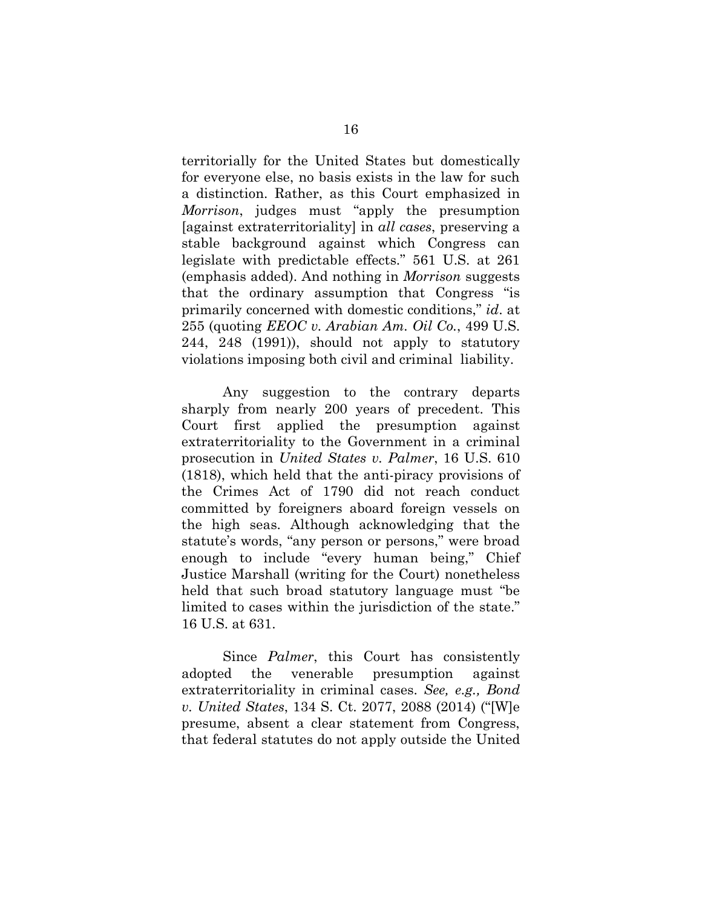territorially for the United States but domestically for everyone else, no basis exists in the law for such a distinction. Rather, as this Court emphasized in *Morrison*, judges must "apply the presumption [against extraterritoriality] in *all cases*, preserving a stable background against which Congress can legislate with predictable effects." 561 U.S. at 261 (emphasis added). And nothing in *Morrison* suggests that the ordinary assumption that Congress "is primarily concerned with domestic conditions," *id*. at 255 (quoting *EEOC v. Arabian Am. Oil Co.*, 499 U.S. 244, 248 (1991)), should not apply to statutory violations imposing both civil and criminal liability.

Any suggestion to the contrary departs sharply from nearly 200 years of precedent. This Court first applied the presumption against extraterritoriality to the Government in a criminal prosecution in *United States v. Palmer*, 16 U.S. 610 (1818), which held that the anti-piracy provisions of the Crimes Act of 1790 did not reach conduct committed by foreigners aboard foreign vessels on the high seas. Although acknowledging that the statute's words, "any person or persons," were broad enough to include "every human being," Chief Justice Marshall (writing for the Court) nonetheless held that such broad statutory language must "be limited to cases within the jurisdiction of the state." 16 U.S. at 631.

Since *Palmer*, this Court has consistently adopted the venerable presumption against extraterritoriality in criminal cases. *See, e.g., Bond v. United States*, 134 S. Ct. 2077, 2088 (2014) ("[W]e presume, absent a clear statement from Congress, that federal statutes do not apply outside the United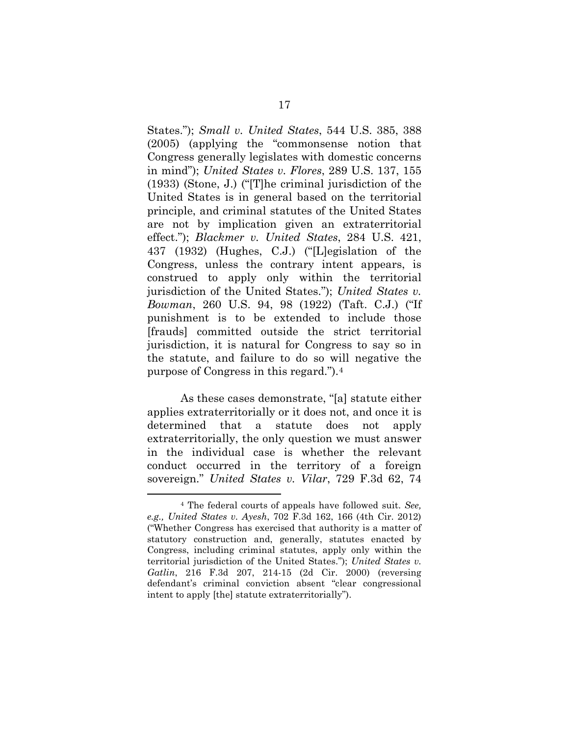States."); *Small v. United States*, 544 U.S. 385, 388 (2005) (applying the "commonsense notion that Congress generally legislates with domestic concerns in mind"); *United States v. Flores*, 289 U.S. 137, 155 (1933) (Stone, J.) ("[T]he criminal jurisdiction of the United States is in general based on the territorial principle, and criminal statutes of the United States are not by implication given an extraterritorial effect."); *Blackmer v. United States*, 284 U.S. 421, 437 (1932) (Hughes, C.J.) ("[L]egislation of the Congress, unless the contrary intent appears, is construed to apply only within the territorial jurisdiction of the United States."); *United States v. Bowman*, 260 U.S. 94, 98 (1922) (Taft. C.J.) ("If punishment is to be extended to include those [frauds] committed outside the strict territorial jurisdiction, it is natural for Congress to say so in the statute, and failure to do so will negative the purpose of Congress in this regard.").[4]

As these cases demonstrate, "[a] statute either applies extraterritorially or it does not, and once it is determined that a statute does not apply extraterritorially, the only question we must answer in the individual case is whether the relevant conduct occurred in the territory of a foreign sovereign." *United States v. Vilar*, 729 F.3d 62, 74

---

[4] The federal courts of appeals have followed suit. *See, e.g., United States v. Ayesh*, 702 F.3d 162, 166 (4th Cir. 2012) ("Whether Congress has exercised that authority is a matter of statutory construction and, generally, statutes enacted by Congress, including criminal statutes, apply only within the territorial jurisdiction of the United States."); *United States v. Gatlin*, 216 F.3d 207, 214-15 (2d Cir. 2000) (reversing defendant's criminal conviction absent "clear congressional intent to apply [the] statute extraterritorially").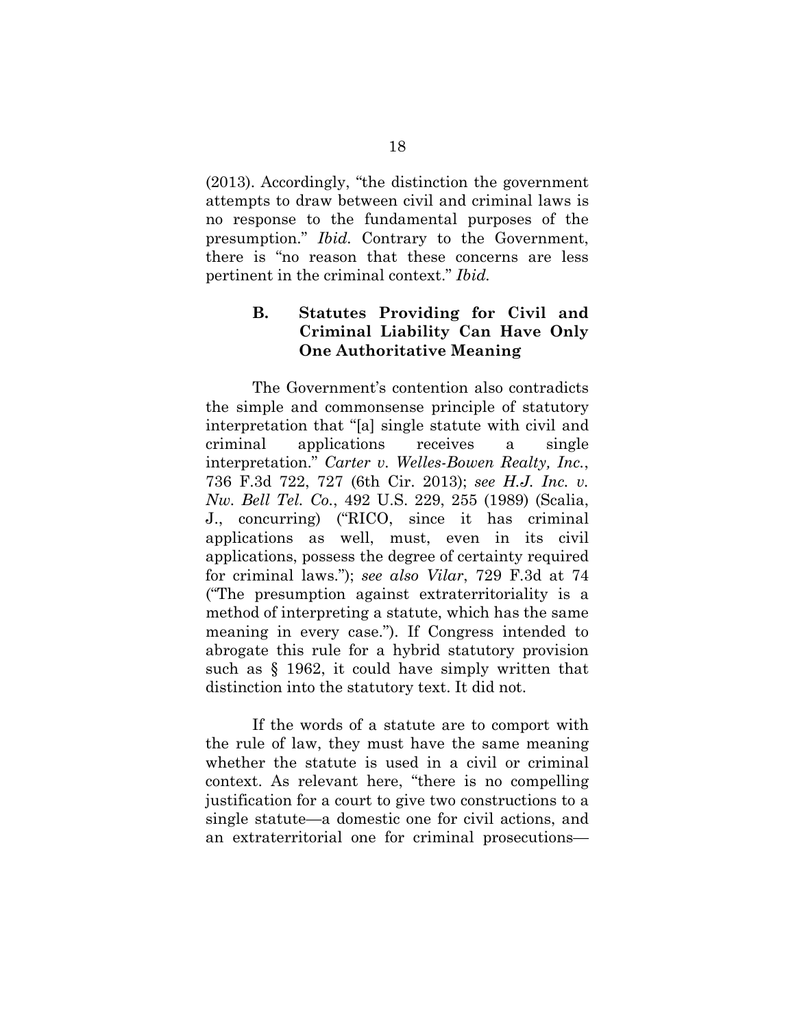(2013). Accordingly, "the distinction the government attempts to draw between civil and criminal laws is no response to the fundamental purposes of the presumption." *Ibid.* Contrary to the Government, there is "no reason that these concerns are less pertinent in the criminal context." *Ibid.*

### B. Statutes Providing for Civil and Criminal Liability Can Have Only One Authoritative Meaning

The Government's contention also contradicts the simple and commonsense principle of statutory interpretation that "[a] single statute with civil and criminal applications receives a single interpretation." *Carter v. Welles-Bowen Realty, Inc.*, 736 F.3d 722, 727 (6th Cir. 2013); *see H.J. Inc. v. Nw. Bell Tel. Co.*, 492 U.S. 229, 255 (1989) (Scalia, J., concurring) ("RICO, since it has criminal applications as well, must, even in its civil applications, possess the degree of certainty required for criminal laws."); *see also Vilar*, 729 F.3d at 74 ("The presumption against extraterritoriality is a method of interpreting a statute, which has the same meaning in every case."). If Congress intended to abrogate this rule for a hybrid statutory provision such as § 1962, it could have simply written that distinction into the statutory text. It did not.

If the words of a statute are to comport with the rule of law, they must have the same meaning whether the statute is used in a civil or criminal context. As relevant here, "there is no compelling justification for a court to give two constructions to a single statute—a domestic one for civil actions, and an extraterritorial one for criminal prosecutions—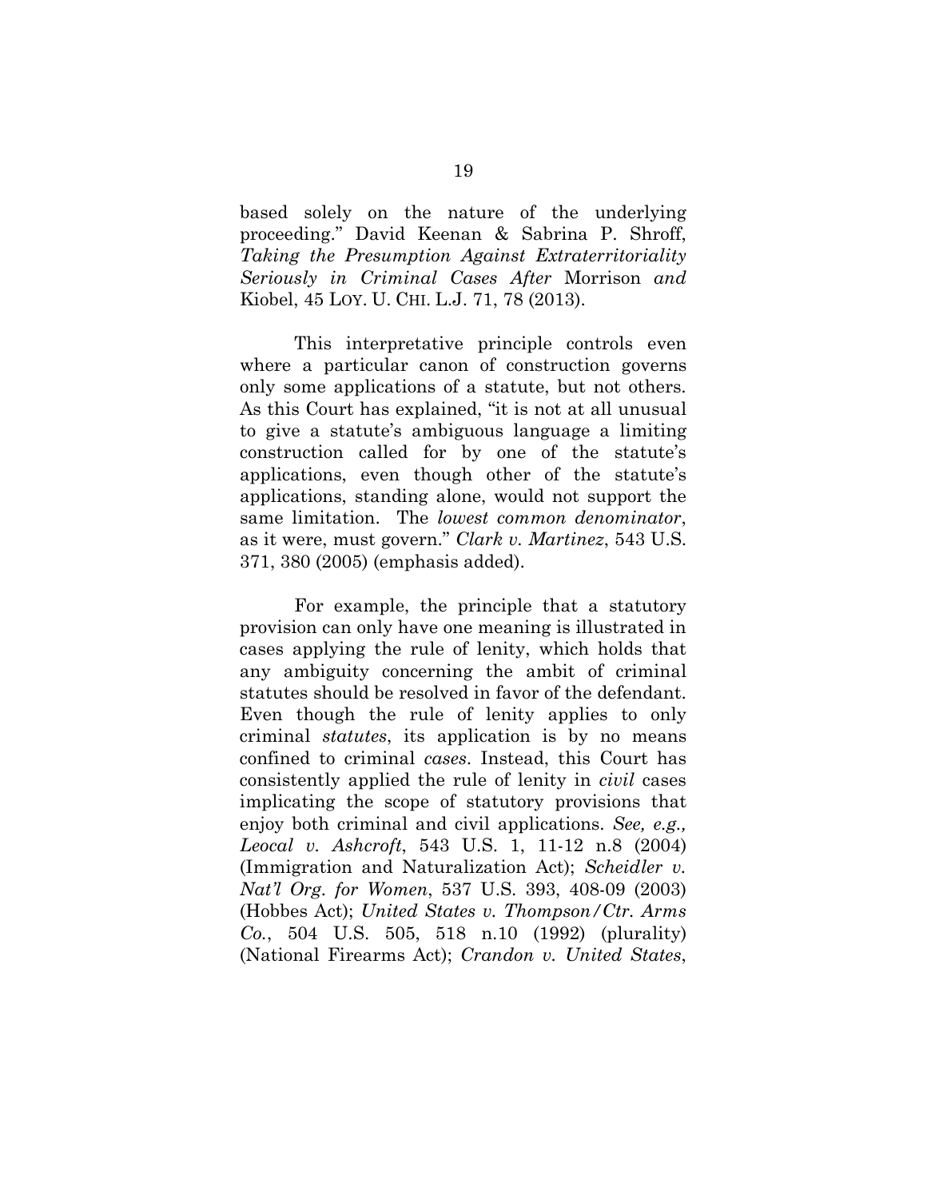based solely on the nature of the underlying proceeding." David Keenan & Sabrina P. Shroff, *Taking the Presumption Against Extraterritoriality Seriously in Criminal Cases After* Morrison *and* Kiobel, 45 LOY. U. CHI. L.J. 71, 78 (2013).

This interpretative principle controls even where a particular canon of construction governs only some applications of a statute, but not others. As this Court has explained, "it is not at all unusual to give a statute's ambiguous language a limiting construction called for by one of the statute's applications, even though other of the statute's applications, standing alone, would not support the same limitation. The *lowest common denominator*, as it were, must govern." *Clark v. Martinez*, 543 U.S. 371, 380 (2005) (emphasis added).

For example, the principle that a statutory provision can only have one meaning is illustrated in cases applying the rule of lenity, which holds that any ambiguity concerning the ambit of criminal statutes should be resolved in favor of the defendant. Even though the rule of lenity applies to only criminal *statutes*, its application is by no means confined to criminal *cases*. Instead, this Court has consistently applied the rule of lenity in *civil* cases implicating the scope of statutory provisions that enjoy both criminal and civil applications. *See, e.g., Leocal v. Ashcroft*, 543 U.S. 1, 11-12 n.8 (2004) (Immigration and Naturalization Act); *Scheidler v. Nat'l Org. for Women*, 537 U.S. 393, 408-09 (2003) (Hobbes Act); *United States v. Thompson/Ctr. Arms Co.*, 504 U.S. 505, 518 n.10 (1992) (plurality) (National Firearms Act); *Crandon v. United States*,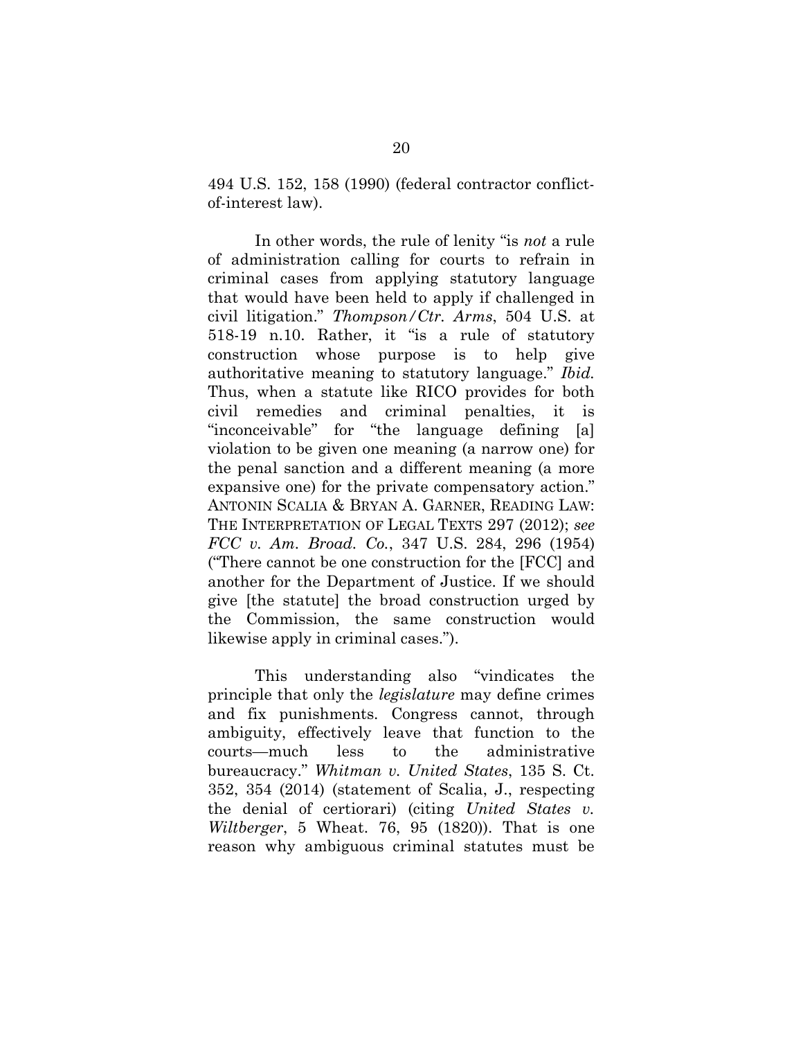494 U.S. 152, 158 (1990) (federal contractor conflict-of-interest law).

In other words, the rule of lenity "is *not* a rule of administration calling for courts to refrain in criminal cases from applying statutory language that would have been held to apply if challenged in civil litigation." *Thompson/Ctr. Arms*, 504 U.S. at 518-19 n.10. Rather, it "is a rule of statutory construction whose purpose is to help give authoritative meaning to statutory language." *Ibid.* Thus, when a statute like RICO provides for both civil remedies and criminal penalties, it is "inconceivable" for "the language defining [a] violation to be given one meaning (a narrow one) for the penal sanction and a different meaning (a more expansive one) for the private compensatory action." ANTONIN SCALIA & BRYAN A. GARNER, READING LAW: THE INTERPRETATION OF LEGAL TEXTS 297 (2012); *see FCC v. Am. Broad. Co.*, 347 U.S. 284, 296 (1954) ("There cannot be one construction for the [FCC] and another for the Department of Justice. If we should give [the statute] the broad construction urged by the Commission, the same construction would likewise apply in criminal cases.").

This understanding also "vindicates the principle that only the *legislature* may define crimes and fix punishments. Congress cannot, through ambiguity, effectively leave that function to the courts—much less to the administrative bureaucracy." *Whitman v. United States*, 135 S. Ct. 352, 354 (2014) (statement of Scalia, J., respecting the denial of certiorari) (citing *United States v. Wiltberger*, 5 Wheat. 76, 95 (1820)). That is one reason why ambiguous criminal statutes must be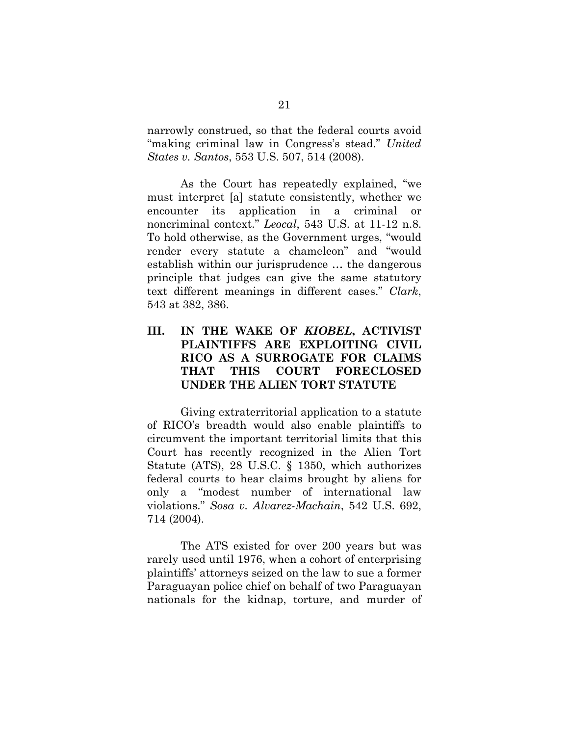narrowly construed, so that the federal courts avoid "making criminal law in Congress's stead." *United States v. Santos*, 553 U.S. 507, 514 (2008).

As the Court has repeatedly explained, "we must interpret [a] statute consistently, whether we encounter its application in a criminal or noncriminal context." *Leocal*, 543 U.S. at 11-12 n.8. To hold otherwise, as the Government urges, "would render every statute a chameleon" and "would establish within our jurisprudence … the dangerous principle that judges can give the same statutory text different meanings in different cases." *Clark*, 543 at 382, 386.

## III. IN THE WAKE OF *KIOBEL*, ACTIVIST PLAINTIFFS ARE EXPLOITING CIVIL RICO AS A SURROGATE FOR CLAIMS THAT THIS COURT FORECLOSED UNDER THE ALIEN TORT STATUTE

Giving extraterritorial application to a statute of RICO's breadth would also enable plaintiffs to circumvent the important territorial limits that this Court has recently recognized in the Alien Tort Statute (ATS), 28 U.S.C. § 1350, which authorizes federal courts to hear claims brought by aliens for only a "modest number of international law violations." *Sosa v. Alvarez-Machain*, 542 U.S. 692, 714 (2004).

The ATS existed for over 200 years but was rarely used until 1976, when a cohort of enterprising plaintiffs' attorneys seized on the law to sue a former Paraguayan police chief on behalf of two Paraguayan nationals for the kidnap, torture, and murder of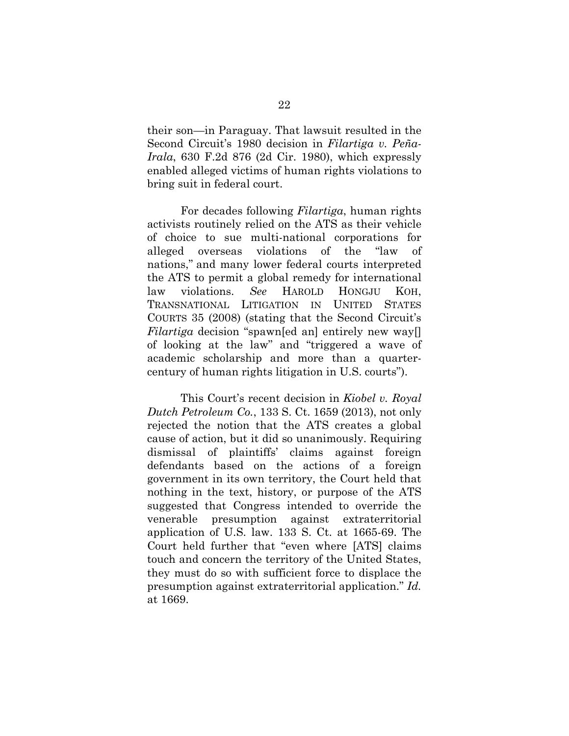their son—in Paraguay. That lawsuit resulted in the Second Circuit's 1980 decision in *Filartiga v. Peña-Irala*, 630 F.2d 876 (2d Cir. 1980), which expressly enabled alleged victims of human rights violations to bring suit in federal court.

For decades following *Filartiga*, human rights activists routinely relied on the ATS as their vehicle of choice to sue multi-national corporations for alleged overseas violations of the "law of nations," and many lower federal courts interpreted the ATS to permit a global remedy for international law violations. *See* HAROLD HONGJU KOH, TRANSNATIONAL LITIGATION IN UNITED STATES COURTS 35 (2008) (stating that the Second Circuit's *Filartiga* decision "spawn[ed an] entirely new way[] of looking at the law" and "triggered a wave of academic scholarship and more than a quarter-century of human rights litigation in U.S. courts").

This Court's recent decision in *Kiobel v. Royal Dutch Petroleum Co.*, 133 S. Ct. 1659 (2013), not only rejected the notion that the ATS creates a global cause of action, but it did so unanimously. Requiring dismissal of plaintiffs' claims against foreign defendants based on the actions of a foreign government in its own territory, the Court held that nothing in the text, history, or purpose of the ATS suggested that Congress intended to override the venerable presumption against extraterritorial application of U.S. law. 133 S. Ct. at 1665-69. The Court held further that "even where [ATS] claims touch and concern the territory of the United States, they must do so with sufficient force to displace the presumption against extraterritorial application." *Id.* at 1669.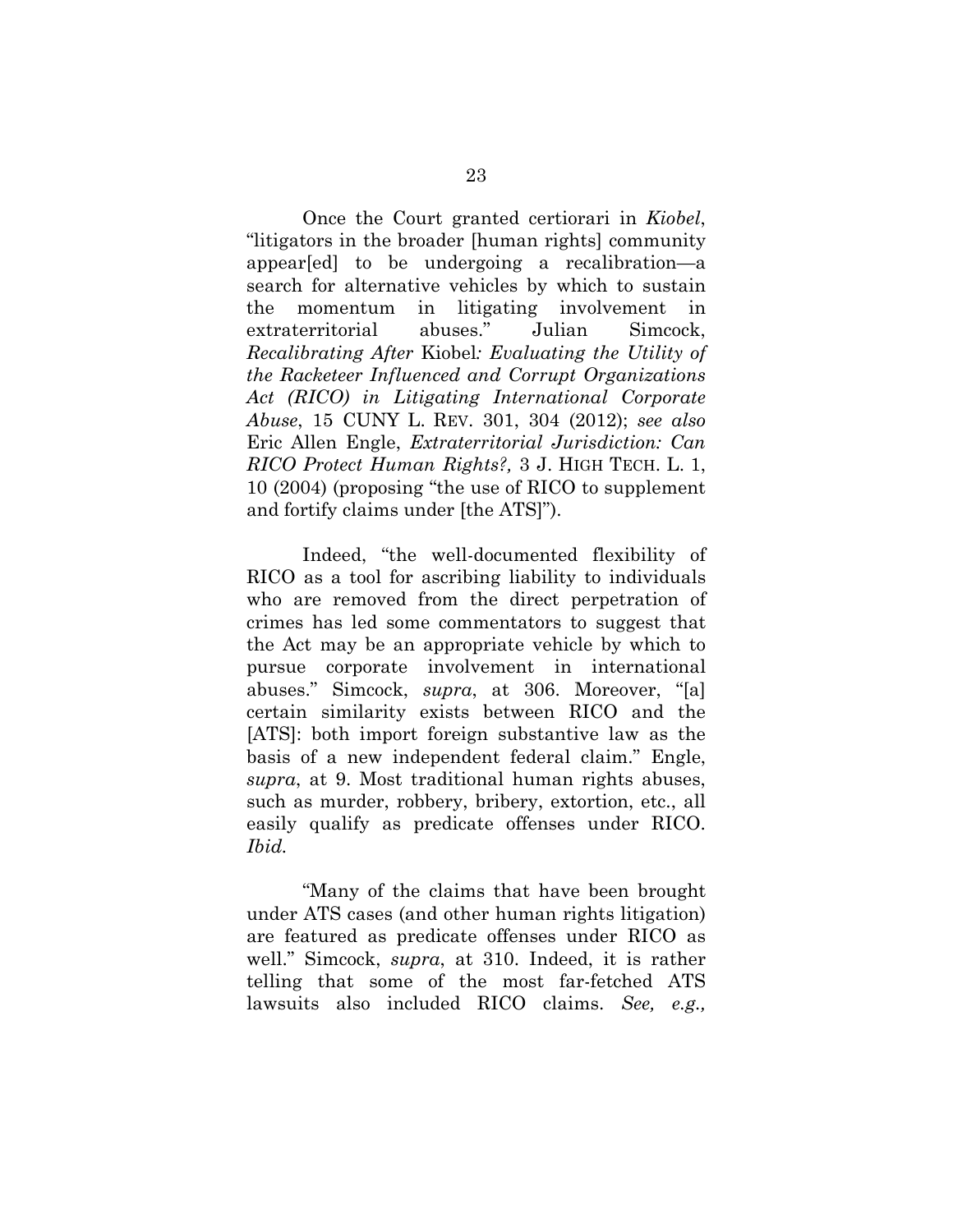Once the Court granted certiorari in *Kiobel*, "litigators in the broader [human rights] community appear[ed] to be undergoing a recalibration—a search for alternative vehicles by which to sustain the momentum in litigating involvement in extraterritorial abuses." Julian Simcock, *Recalibrating After* Kiobel*: Evaluating the Utility of the Racketeer Influenced and Corrupt Organizations Act (RICO) in Litigating International Corporate Abuse*, 15 CUNY L. REV. 301, 304 (2012); *see also* Eric Allen Engle, *Extraterritorial Jurisdiction: Can RICO Protect Human Rights?,* 3 J. HIGH TECH. L. 1, 10 (2004) (proposing "the use of RICO to supplement and fortify claims under [the ATS]").

Indeed, "the well-documented flexibility of RICO as a tool for ascribing liability to individuals who are removed from the direct perpetration of crimes has led some commentators to suggest that the Act may be an appropriate vehicle by which to pursue corporate involvement in international abuses." Simcock, *supra*, at 306. Moreover, "[a] certain similarity exists between RICO and the [ATS]: both import foreign substantive law as the basis of a new independent federal claim." Engle, *supra*, at 9. Most traditional human rights abuses, such as murder, robbery, bribery, extortion, etc., all easily qualify as predicate offenses under RICO. *Ibid.*

"Many of the claims that have been brought under ATS cases (and other human rights litigation) are featured as predicate offenses under RICO as well." Simcock, *supra*, at 310. Indeed, it is rather telling that some of the most far-fetched ATS lawsuits also included RICO claims. *See, e.g.,*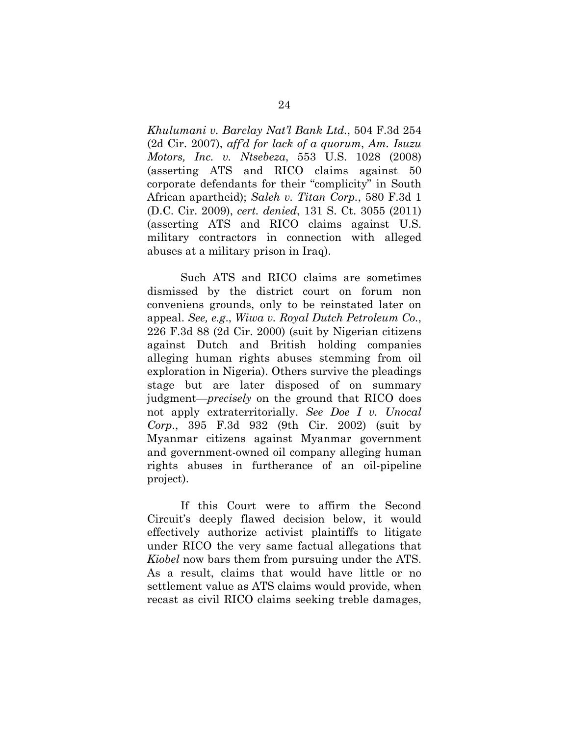*Khulumani v. Barclay Nat'l Bank Ltd.*, 504 F.3d 254 (2d Cir. 2007), *aff'd for lack of a quorum*, *Am. Isuzu Motors, Inc. v. Ntsebeza*, 553 U.S. 1028 (2008) (asserting ATS and RICO claims against 50 corporate defendants for their "complicity" in South African apartheid); *Saleh v. Titan Corp.*, 580 F.3d 1 (D.C. Cir. 2009), *cert. denied*, 131 S. Ct. 3055 (2011) (asserting ATS and RICO claims against U.S. military contractors in connection with alleged abuses at a military prison in Iraq).

Such ATS and RICO claims are sometimes dismissed by the district court on forum non conveniens grounds, only to be reinstated later on appeal. *See, e.g.*, *Wiwa v. Royal Dutch Petroleum Co.*, 226 F.3d 88 (2d Cir. 2000) (suit by Nigerian citizens against Dutch and British holding companies alleging human rights abuses stemming from oil exploration in Nigeria). Others survive the pleadings stage but are later disposed of on summary judgment—*precisely* on the ground that RICO does not apply extraterritorially. *See Doe I v. Unocal Corp.*, 395 F.3d 932 (9th Cir. 2002) (suit by Myanmar citizens against Myanmar government and government-owned oil company alleging human rights abuses in furtherance of an oil-pipeline project).

If this Court were to affirm the Second Circuit's deeply flawed decision below, it would effectively authorize activist plaintiffs to litigate under RICO the very same factual allegations that *Kiobel* now bars them from pursuing under the ATS. As a result, claims that would have little or no settlement value as ATS claims would provide, when recast as civil RICO claims seeking treble damages,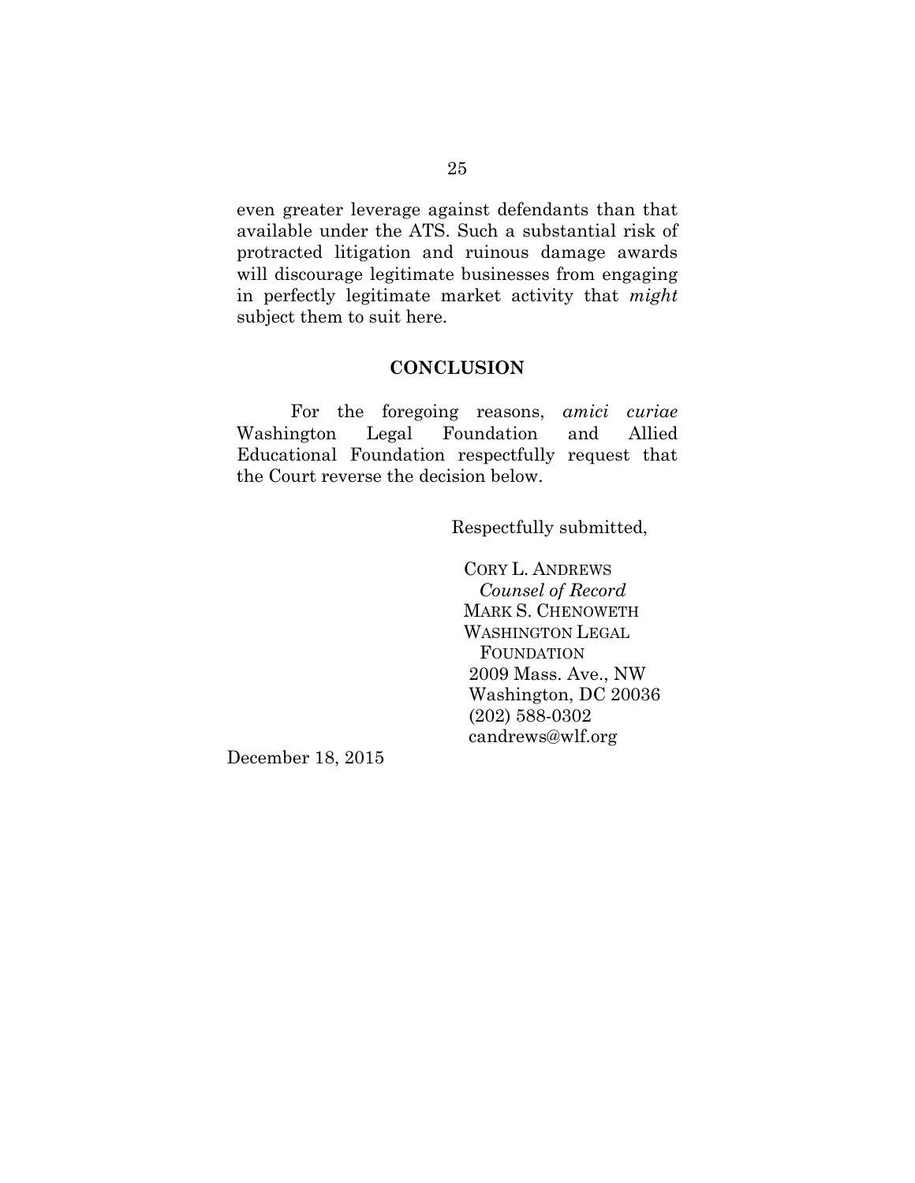even greater leverage against defendants than that available under the ATS. Such a substantial risk of protracted litigation and ruinous damage awards will discourage legitimate businesses from engaging in perfectly legitimate market activity that *might* subject them to suit here.

## CONCLUSION

For the foregoing reasons, *amici curiae* Washington Legal Foundation and Allied Educational Foundation respectfully request that the Court reverse the decision below.

Respectfully submitted,

CORY L. ANDREWS
*Counsel of Record*
MARK S. CHENOWETH
WASHINGTON LEGAL FOUNDATION
2009 Mass. Ave., NW
Washington, DC 20036
(202) 588-0302
candrews@wlf.org

December 18, 2015